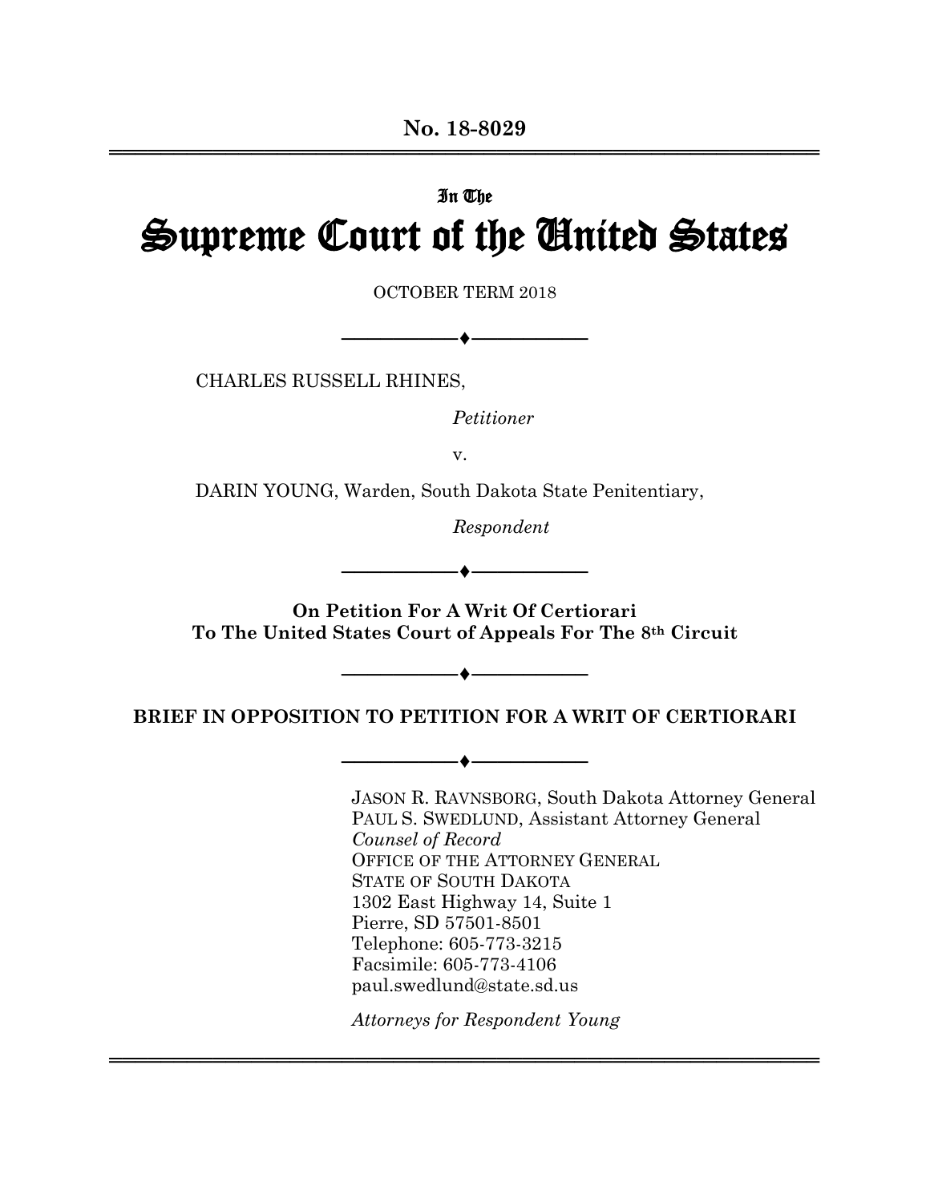**No. 18-8029**

---

In The

# Supreme Court of the United States

OCTOBER TERM 2018

---

CHARLES RUSSELL RHINES,

*Petitioner*

v.

DARIN YOUNG, Warden, South Dakota State Penitentiary,

*Respondent*

---

**On Petition For A Writ Of Certiorari To The United States Court of Appeals For The 8th Circuit**

---

**BRIEF IN OPPOSITION TO PETITION FOR A WRIT OF CERTIORARI**

---

JASON R. RAVNSBORG, South Dakota Attorney General
PAUL S. SWEDLUND, Assistant Attorney General
*Counsel of Record*
OFFICE OF THE ATTORNEY GENERAL
STATE OF SOUTH DAKOTA
1302 East Highway 14, Suite 1
Pierre, SD 57501-8501
Telephone: 605-773-3215
Facsimile: 605-773-4106
paul.swedlund@state.sd.us

*Attorneys for Respondent Young*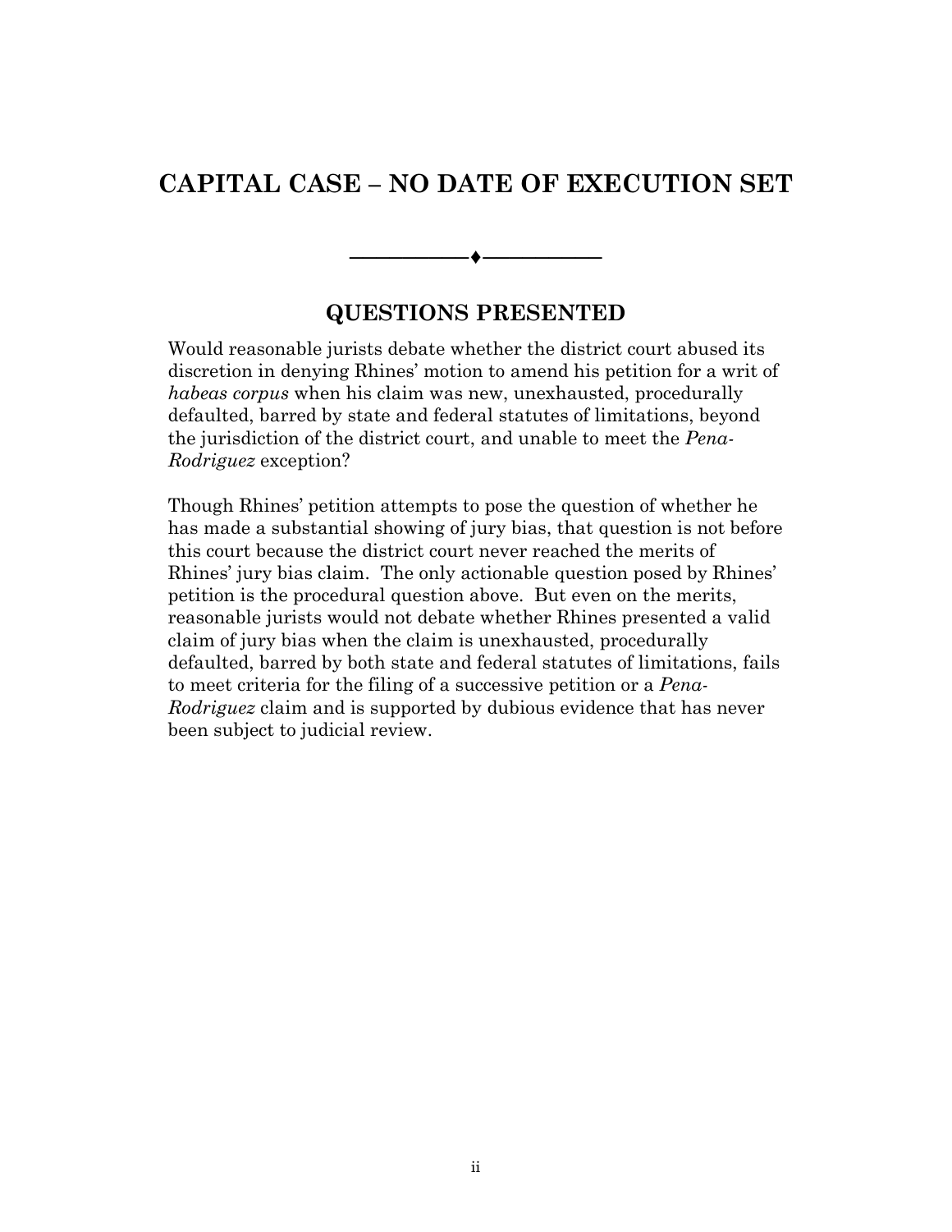# CAPITAL CASE – NO DATE OF EXECUTION SET

## QUESTIONS PRESENTED

Would reasonable jurists debate whether the district court abused its discretion in denying Rhines' motion to amend his petition for a writ of *habeas corpus* when his claim was new, unexhausted, procedurally defaulted, barred by state and federal statutes of limitations, beyond the jurisdiction of the district court, and unable to meet the *Pena-Rodriguez* exception?

Though Rhines' petition attempts to pose the question of whether he has made a substantial showing of jury bias, that question is not before this court because the district court never reached the merits of Rhines' jury bias claim. The only actionable question posed by Rhines' petition is the procedural question above. But even on the merits, reasonable jurists would not debate whether Rhines presented a valid claim of jury bias when the claim is unexhausted, procedurally defaulted, barred by both state and federal statutes of limitations, fails to meet criteria for the filing of a successive petition or a *Pena-Rodriguez* claim and is supported by dubious evidence that has never been subject to judicial review.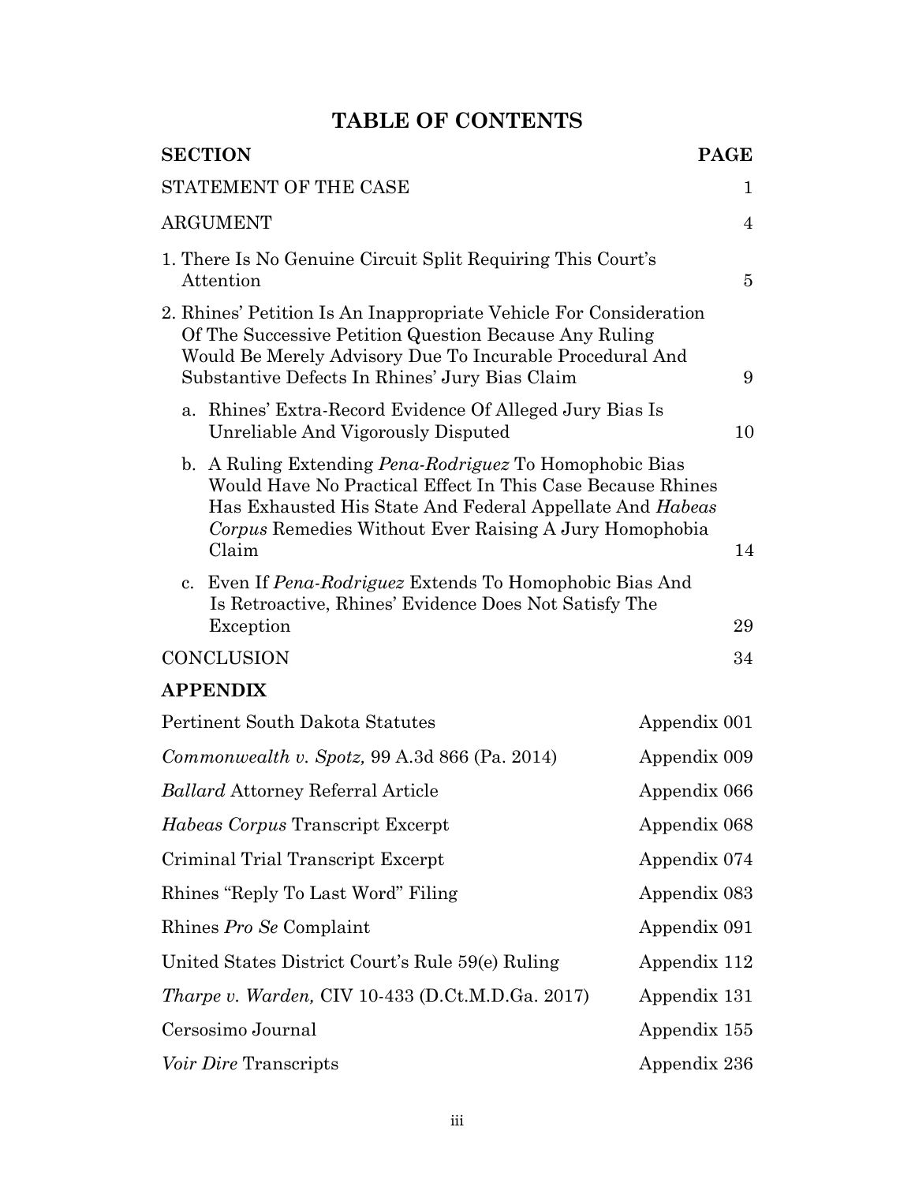# TABLE OF CONTENTS

| SECTION | PAGE |
|---|---|
| STATEMENT OF THE CASE | 1 |
| ARGUMENT | 4 |
| 1. There Is No Genuine Circuit Split Requiring This Court's Attention | 5 |
| 2. Rhines' Petition Is An Inappropriate Vehicle For Consideration Of The Successive Petition Question Because Any Ruling Would Be Merely Advisory Due To Incurable Procedural And Substantive Defects In Rhines' Jury Bias Claim | 9 |
| a. Rhines' Extra-Record Evidence Of Alleged Jury Bias Is Unreliable And Vigorously Disputed | 10 |
| b. A Ruling Extending *Pena-Rodriguez* To Homophobic Bias Would Have No Practical Effect In This Case Because Rhines Has Exhausted His State And Federal Appellate And *Habeas Corpus* Remedies Without Ever Raising A Jury Homophobia Claim | 14 |
| c. Even If *Pena-Rodriguez* Extends To Homophobic Bias And Is Retroactive, Rhines' Evidence Does Not Satisfy The Exception | 29 |
| CONCLUSION | 34 |

**APPENDIX**

| | |
|---|---|
| Pertinent South Dakota Statutes | Appendix 001 |
| *Commonwealth v. Spotz,* 99 A.3d 866 (Pa. 2014) | Appendix 009 |
| *Ballard* Attorney Referral Article | Appendix 066 |
| *Habeas Corpus* Transcript Excerpt | Appendix 068 |
| Criminal Trial Transcript Excerpt | Appendix 074 |
| Rhines "Reply To Last Word" Filing | Appendix 083 |
| Rhines *Pro Se* Complaint | Appendix 091 |
| United States District Court's Rule 59(e) Ruling | Appendix 112 |
| *Tharpe v. Warden,* CIV 10-433 (D.Ct.M.D.Ga. 2017) | Appendix 131 |
| Cersosimo Journal | Appendix 155 |
| *Voir Dire* Transcripts | Appendix 236 |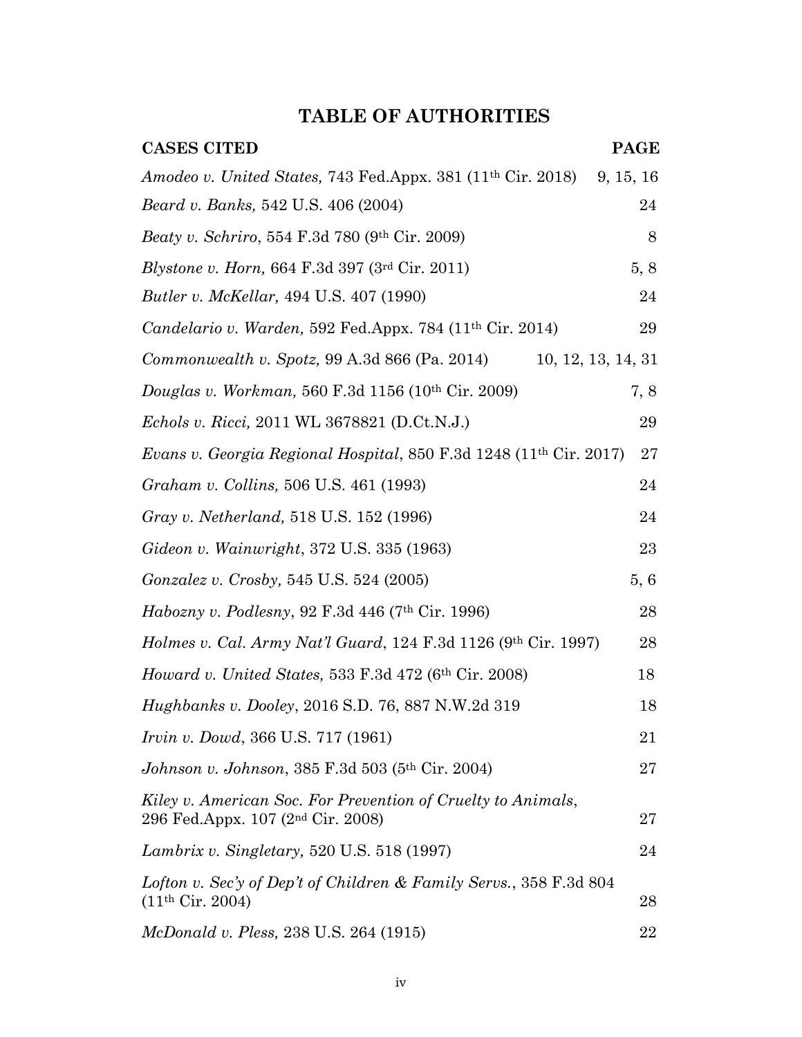# TABLE OF AUTHORITIES

| CASES CITED | PAGE |
| --- | --- |
| *Amodeo v. United States,* 743 Fed.Appx. 381 (11th Cir. 2018) | 9, 15, 16 |
| *Beard v. Banks,* 542 U.S. 406 (2004) | 24 |
| *Beaty v. Schriro*, 554 F.3d 780 (9th Cir. 2009) | 8 |
| *Blystone v. Horn,* 664 F.3d 397 (3rd Cir. 2011) | 5, 8 |
| *Butler v. McKellar,* 494 U.S. 407 (1990) | 24 |
| *Candelario v. Warden,* 592 Fed.Appx. 784 (11th Cir. 2014) | 29 |
| *Commonwealth v. Spotz,* 99 A.3d 866 (Pa. 2014) | 10, 12, 13, 14, 31 |
| *Douglas v. Workman,* 560 F.3d 1156 (10th Cir. 2009) | 7, 8 |
| *Echols v. Ricci,* 2011 WL 3678821 (D.Ct.N.J.) | 29 |
| *Evans v. Georgia Regional Hospital*, 850 F.3d 1248 (11th Cir. 2017) | 27 |
| *Graham v. Collins,* 506 U.S. 461 (1993) | 24 |
| *Gray v. Netherland,* 518 U.S. 152 (1996) | 24 |
| *Gideon v. Wainwright*, 372 U.S. 335 (1963) | 23 |
| *Gonzalez v. Crosby,* 545 U.S. 524 (2005) | 5, 6 |
| *Habozny v. Podlesny*, 92 F.3d 446 (7th Cir. 1996) | 28 |
| *Holmes v. Cal. Army Nat'l Guard*, 124 F.3d 1126 (9th Cir. 1997) | 28 |
| *Howard v. United States,* 533 F.3d 472 (6th Cir. 2008) | 18 |
| *Hughbanks v. Dooley*, 2016 S.D. 76, 887 N.W.2d 319 | 18 |
| *Irvin v. Dowd*, 366 U.S. 717 (1961) | 21 |
| *Johnson v. Johnson*, 385 F.3d 503 (5th Cir. 2004) | 27 |
| *Kiley v. American Soc. For Prevention of Cruelty to Animals*, 296 Fed.Appx. 107 (2nd Cir. 2008) | 27 |
| *Lambrix v. Singletary,* 520 U.S. 518 (1997) | 24 |
| *Lofton v. Sec'y of Dep't of Children & Family Servs.*, 358 F.3d 804 (11th Cir. 2004) | 28 |
| *McDonald v. Pless,* 238 U.S. 264 (1915) | 22 |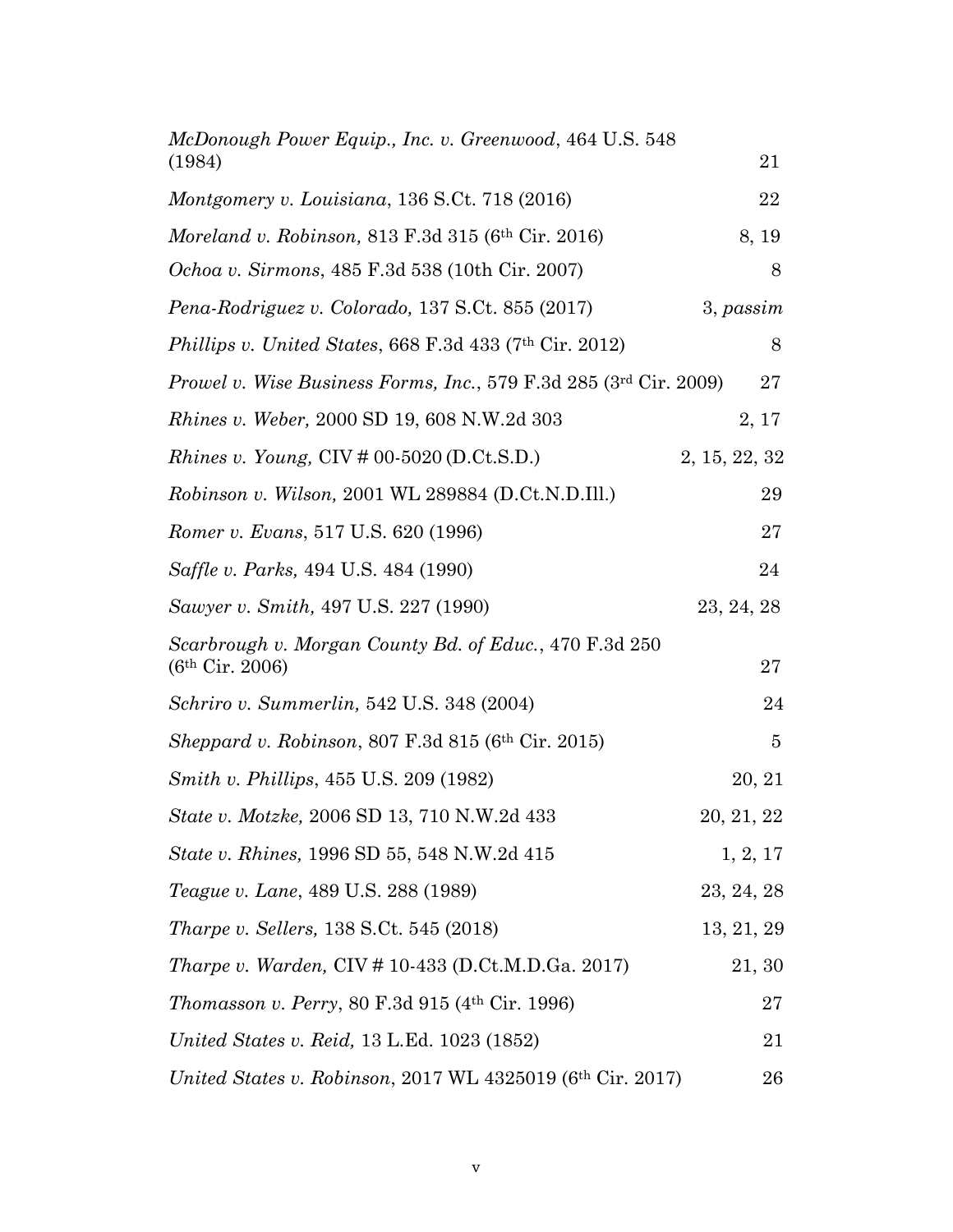| | |
|---|---|
| *McDonough Power Equip., Inc. v. Greenwood*, 464 U.S. 548 (1984) | 21 |
| *Montgomery v. Louisiana*, 136 S.Ct. 718 (2016) | 22 |
| *Moreland v. Robinson,* 813 F.3d 315 (6th Cir. 2016) | 8, 19 |
| *Ochoa v. Sirmons*, 485 F.3d 538 (10th Cir. 2007) | 8 |
| *Pena-Rodriguez v. Colorado,* 137 S.Ct. 855 (2017) | 3, *passim* |
| *Phillips v. United States*, 668 F.3d 433 (7th Cir. 2012) | 8 |
| *Prowel v. Wise Business Forms, Inc.*, 579 F.3d 285 (3rd Cir. 2009) | 27 |
| *Rhines v. Weber,* 2000 SD 19, 608 N.W.2d 303 | 2, 17 |
| *Rhines v. Young,* CIV # 00-5020 (D.Ct.S.D.) | 2, 15, 22, 32 |
| *Robinson v. Wilson,* 2001 WL 289884 (D.Ct.N.D.Ill.) | 29 |
| *Romer v. Evans*, 517 U.S. 620 (1996) | 27 |
| *Saffle v. Parks,* 494 U.S. 484 (1990) | 24 |
| *Sawyer v. Smith,* 497 U.S. 227 (1990) | 23, 24, 28 |
| *Scarbrough v. Morgan County Bd. of Educ.*, 470 F.3d 250 (6th Cir. 2006) | 27 |
| *Schriro v. Summerlin,* 542 U.S. 348 (2004) | 24 |
| *Sheppard v. Robinson*, 807 F.3d 815 (6th Cir. 2015) | 5 |
| *Smith v. Phillips*, 455 U.S. 209 (1982) | 20, 21 |
| *State v. Motzke,* 2006 SD 13, 710 N.W.2d 433 | 20, 21, 22 |
| *State v. Rhines,* 1996 SD 55, 548 N.W.2d 415 | 1, 2, 17 |
| *Teague v. Lane*, 489 U.S. 288 (1989) | 23, 24, 28 |
| *Tharpe v. Sellers,* 138 S.Ct. 545 (2018) | 13, 21, 29 |
| *Tharpe v. Warden,* CIV # 10-433 (D.Ct.M.D.Ga. 2017) | 21, 30 |
| *Thomasson v. Perry*, 80 F.3d 915 (4th Cir. 1996) | 27 |
| *United States v. Reid,* 13 L.Ed. 1023 (1852) | 21 |
| *United States v. Robinson*, 2017 WL 4325019 (6th Cir. 2017) | 26 |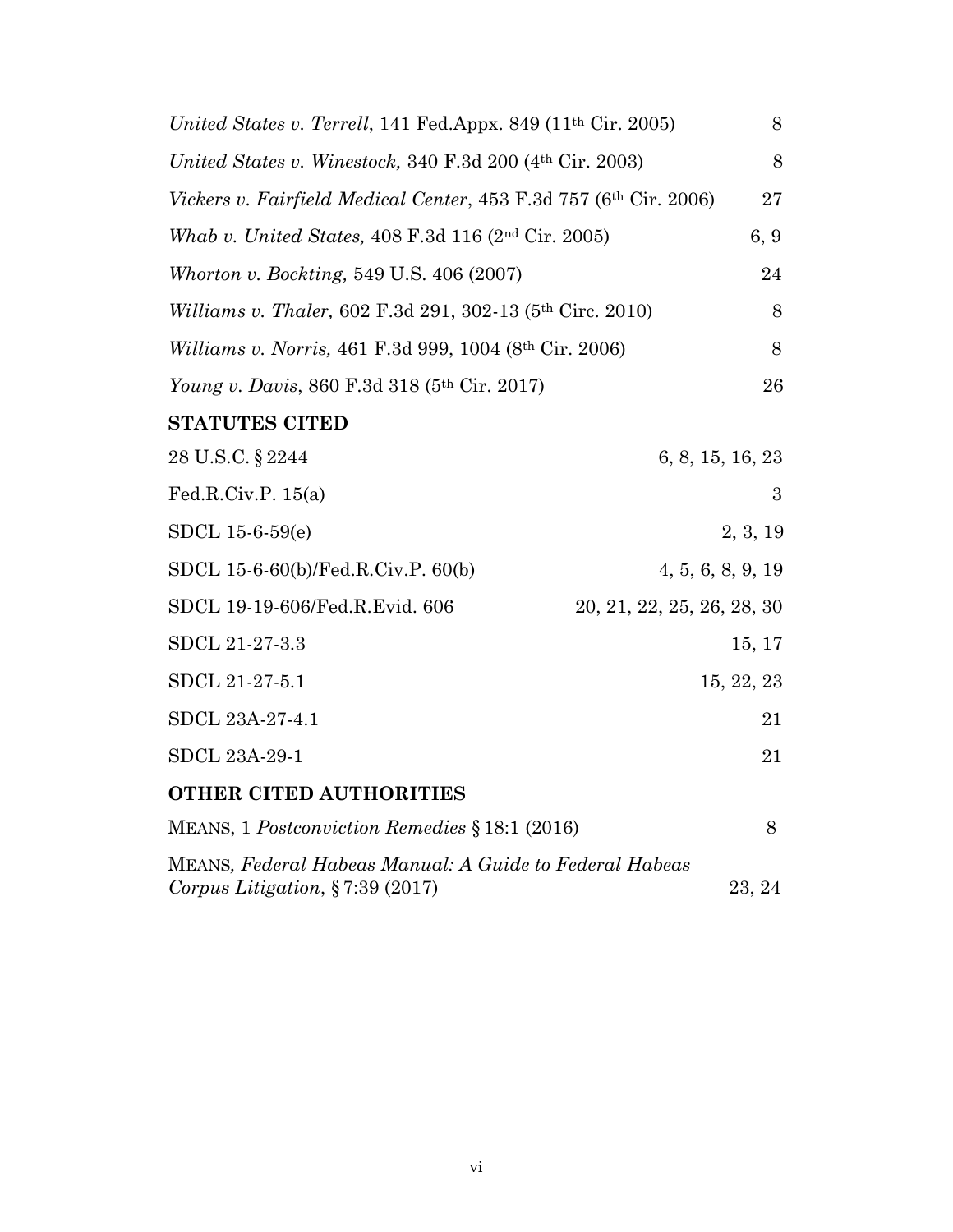| | |
|---|---|
| *United States v. Terrell*, 141 Fed.Appx. 849 (11th Cir. 2005) | 8 |
| *United States v. Winestock,* 340 F.3d 200 (4th Cir. 2003) | 8 |
| *Vickers v. Fairfield Medical Center*, 453 F.3d 757 (6th Cir. 2006) | 27 |
| *Whab v. United States,* 408 F.3d 116 (2nd Cir. 2005) | 6, 9 |
| *Whorton v. Bockting,* 549 U.S. 406 (2007) | 24 |
| *Williams v. Thaler,* 602 F.3d 291, 302-13 (5th Circ. 2010) | 8 |
| *Williams v. Norris,* 461 F.3d 999, 1004 (8th Cir. 2006) | 8 |
| *Young v. Davis*, 860 F.3d 318 (5th Cir. 2017) | 26 |

**STATUTES CITED**

| | |
|---|---|
| 28 U.S.C. § 2244 | 6, 8, 15, 16, 23 |
| Fed.R.Civ.P. 15(a) | 3 |
| SDCL 15-6-59(e) | 2, 3, 19 |
| SDCL 15-6-60(b)/Fed.R.Civ.P. 60(b) | 4, 5, 6, 8, 9, 19 |
| SDCL 19-19-606/Fed.R.Evid. 606 | 20, 21, 22, 25, 26, 28, 30 |
| SDCL 21-27-3.3 | 15, 17 |
| SDCL 21-27-5.1 | 15, 22, 23 |
| SDCL 23A-27-4.1 | 21 |
| SDCL 23A-29-1 | 21 |

**OTHER CITED AUTHORITIES**

| | |
|---|---|
| MEANS, 1 *Postconviction Remedies* § 18:1 (2016) | 8 |
| MEANS, *Federal Habeas Manual: A Guide to Federal Habeas Corpus Litigation*, § 7:39 (2017) | 23, 24 |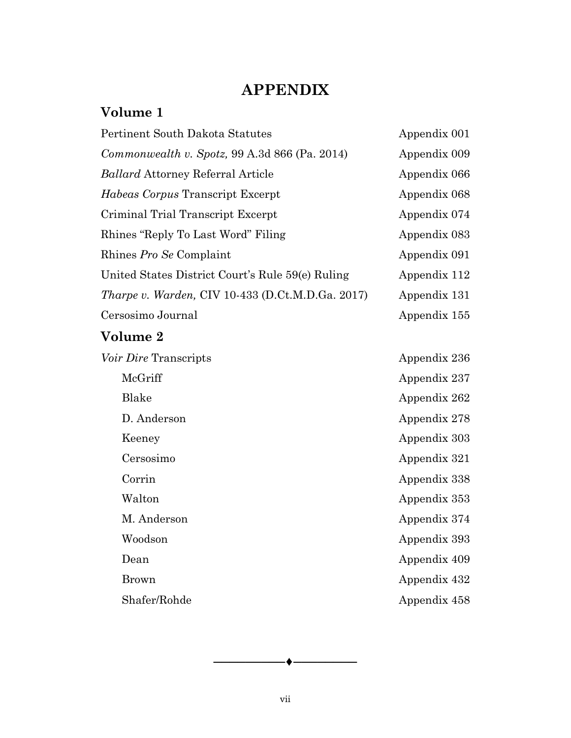# APPENDIX

## Volume 1

| | |
|---|---|
| Pertinent South Dakota Statutes | Appendix 001 |
| *Commonwealth v. Spotz,* 99 A.3d 866 (Pa. 2014) | Appendix 009 |
| *Ballard* Attorney Referral Article | Appendix 066 |
| *Habeas Corpus* Transcript Excerpt | Appendix 068 |
| Criminal Trial Transcript Excerpt | Appendix 074 |
| Rhines "Reply To Last Word" Filing | Appendix 083 |
| Rhines *Pro Se* Complaint | Appendix 091 |
| United States District Court's Rule 59(e) Ruling | Appendix 112 |
| *Tharpe v. Warden,* CIV 10-433 (D.Ct.M.D.Ga. 2017) | Appendix 131 |
| Cersosimo Journal | Appendix 155 |

## Volume 2

| | |
|---|---|
| *Voir Dire* Transcripts | Appendix 236 |
| McGriff | Appendix 237 |
| Blake | Appendix 262 |
| D. Anderson | Appendix 278 |
| Keeney | Appendix 303 |
| Cersosimo | Appendix 321 |
| Corrin | Appendix 338 |
| Walton | Appendix 353 |
| M. Anderson | Appendix 374 |
| Woodson | Appendix 393 |
| Dean | Appendix 409 |
| Brown | Appendix 432 |
| Shafer/Rohde | Appendix 458 |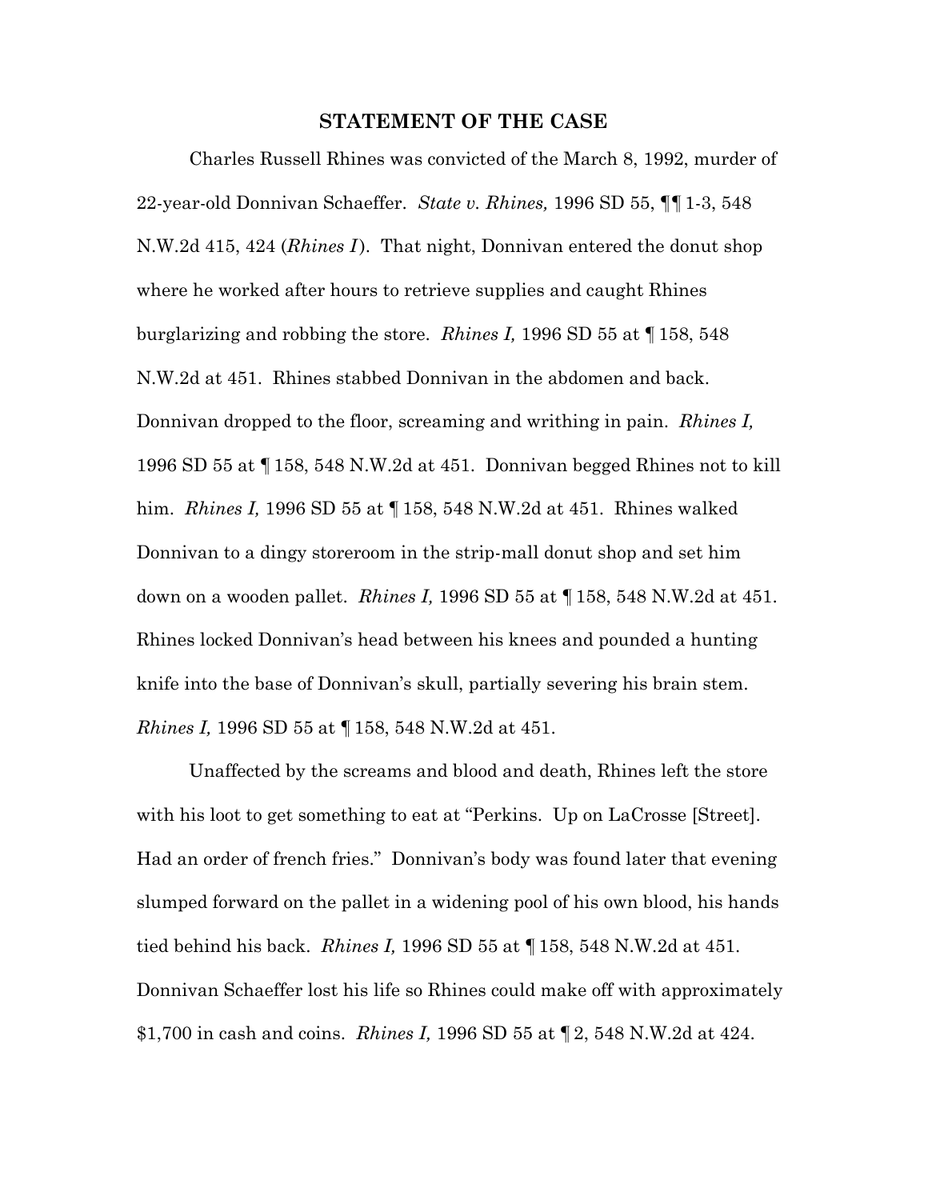## STATEMENT OF THE CASE

Charles Russell Rhines was convicted of the March 8, 1992, murder of 22-year-old Donnivan Schaeffer. *State v. Rhines,* 1996 SD 55, ¶¶ 1-3, 548 N.W.2d 415, 424 (*Rhines I*). That night, Donnivan entered the donut shop where he worked after hours to retrieve supplies and caught Rhines burglarizing and robbing the store. *Rhines I,* 1996 SD 55 at ¶ 158, 548 N.W.2d at 451. Rhines stabbed Donnivan in the abdomen and back. Donnivan dropped to the floor, screaming and writhing in pain. *Rhines I,* 1996 SD 55 at ¶ 158, 548 N.W.2d at 451. Donnivan begged Rhines not to kill him. *Rhines I,* 1996 SD 55 at ¶ 158, 548 N.W.2d at 451. Rhines walked Donnivan to a dingy storeroom in the strip-mall donut shop and set him down on a wooden pallet. *Rhines I,* 1996 SD 55 at ¶ 158, 548 N.W.2d at 451. Rhines locked Donnivan's head between his knees and pounded a hunting knife into the base of Donnivan's skull, partially severing his brain stem. *Rhines I,* 1996 SD 55 at ¶ 158, 548 N.W.2d at 451.

Unaffected by the screams and blood and death, Rhines left the store with his loot to get something to eat at "Perkins. Up on LaCrosse [Street]. Had an order of french fries." Donnivan's body was found later that evening slumped forward on the pallet in a widening pool of his own blood, his hands tied behind his back. *Rhines I,* 1996 SD 55 at ¶ 158, 548 N.W.2d at 451. Donnivan Schaeffer lost his life so Rhines could make off with approximately $1,700 in cash and coins. *Rhines I,* 1996 SD 55 at ¶ 2, 548 N.W.2d at 424.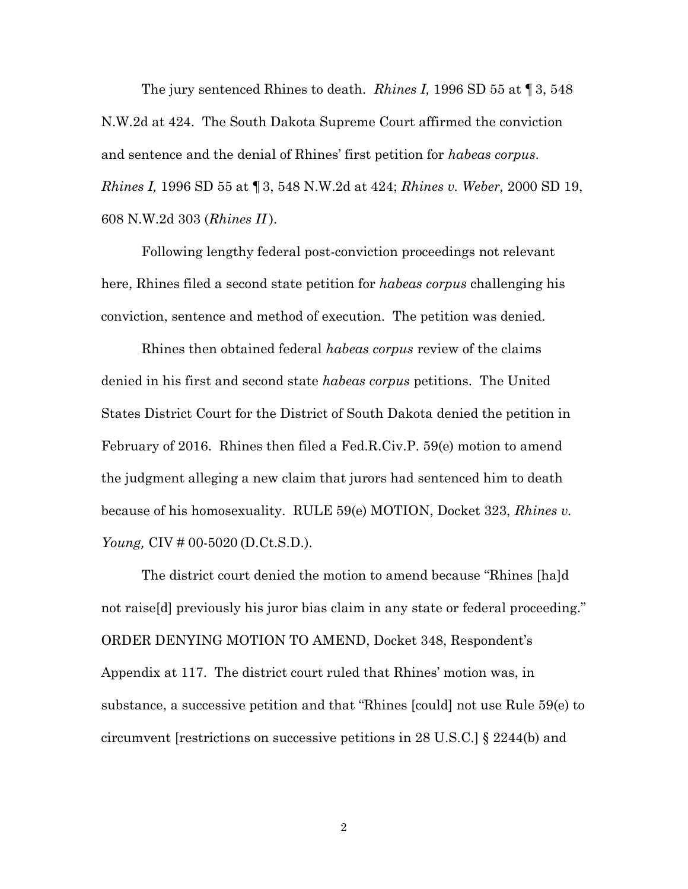The jury sentenced Rhines to death. *Rhines I,* 1996 SD 55 at ¶ 3, 548 N.W.2d at 424. The South Dakota Supreme Court affirmed the conviction and sentence and the denial of Rhines' first petition for *habeas corpus*. *Rhines I,* 1996 SD 55 at ¶ 3, 548 N.W.2d at 424; *Rhines v. Weber,* 2000 SD 19, 608 N.W.2d 303 (*Rhines II*).

Following lengthy federal post-conviction proceedings not relevant here, Rhines filed a second state petition for *habeas corpus* challenging his conviction, sentence and method of execution. The petition was denied.

Rhines then obtained federal *habeas corpus* review of the claims denied in his first and second state *habeas corpus* petitions. The United States District Court for the District of South Dakota denied the petition in February of 2016. Rhines then filed a Fed.R.Civ.P. 59(e) motion to amend the judgment alleging a new claim that jurors had sentenced him to death because of his homosexuality. RULE 59(e) MOTION, Docket 323, *Rhines v. Young,* CIV # 00-5020 (D.Ct.S.D.).

The district court denied the motion to amend because "Rhines [ha]d not raise[d] previously his juror bias claim in any state or federal proceeding." ORDER DENYING MOTION TO AMEND, Docket 348, Respondent's Appendix at 117. The district court ruled that Rhines' motion was, in substance, a successive petition and that "Rhines [could] not use Rule 59(e) to circumvent [restrictions on successive petitions in 28 U.S.C.] § 2244(b) and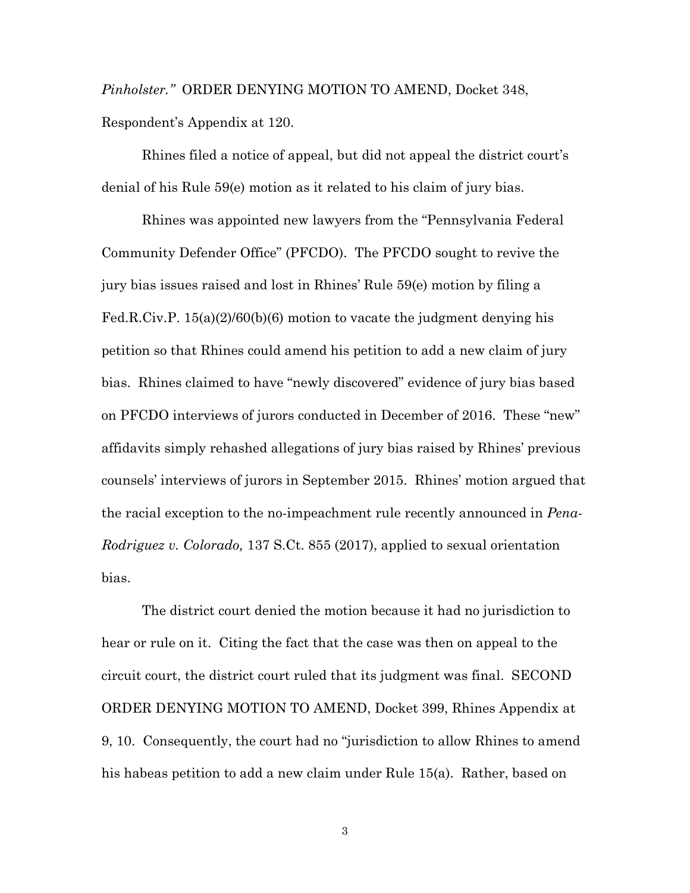*Pinholster."* ORDER DENYING MOTION TO AMEND, Docket 348, Respondent's Appendix at 120.

Rhines filed a notice of appeal, but did not appeal the district court's denial of his Rule 59(e) motion as it related to his claim of jury bias.

Rhines was appointed new lawyers from the "Pennsylvania Federal Community Defender Office" (PFCDO). The PFCDO sought to revive the jury bias issues raised and lost in Rhines' Rule 59(e) motion by filing a Fed.R.Civ.P. 15(a)(2)/60(b)(6) motion to vacate the judgment denying his petition so that Rhines could amend his petition to add a new claim of jury bias. Rhines claimed to have "newly discovered" evidence of jury bias based on PFCDO interviews of jurors conducted in December of 2016. These "new" affidavits simply rehashed allegations of jury bias raised by Rhines' previous counsels' interviews of jurors in September 2015. Rhines' motion argued that the racial exception to the no-impeachment rule recently announced in *Pena-Rodriguez v. Colorado,* 137 S.Ct. 855 (2017), applied to sexual orientation bias.

The district court denied the motion because it had no jurisdiction to hear or rule on it. Citing the fact that the case was then on appeal to the circuit court, the district court ruled that its judgment was final. SECOND ORDER DENYING MOTION TO AMEND, Docket 399, Rhines Appendix at 9, 10. Consequently, the court had no "jurisdiction to allow Rhines to amend his habeas petition to add a new claim under Rule 15(a). Rather, based on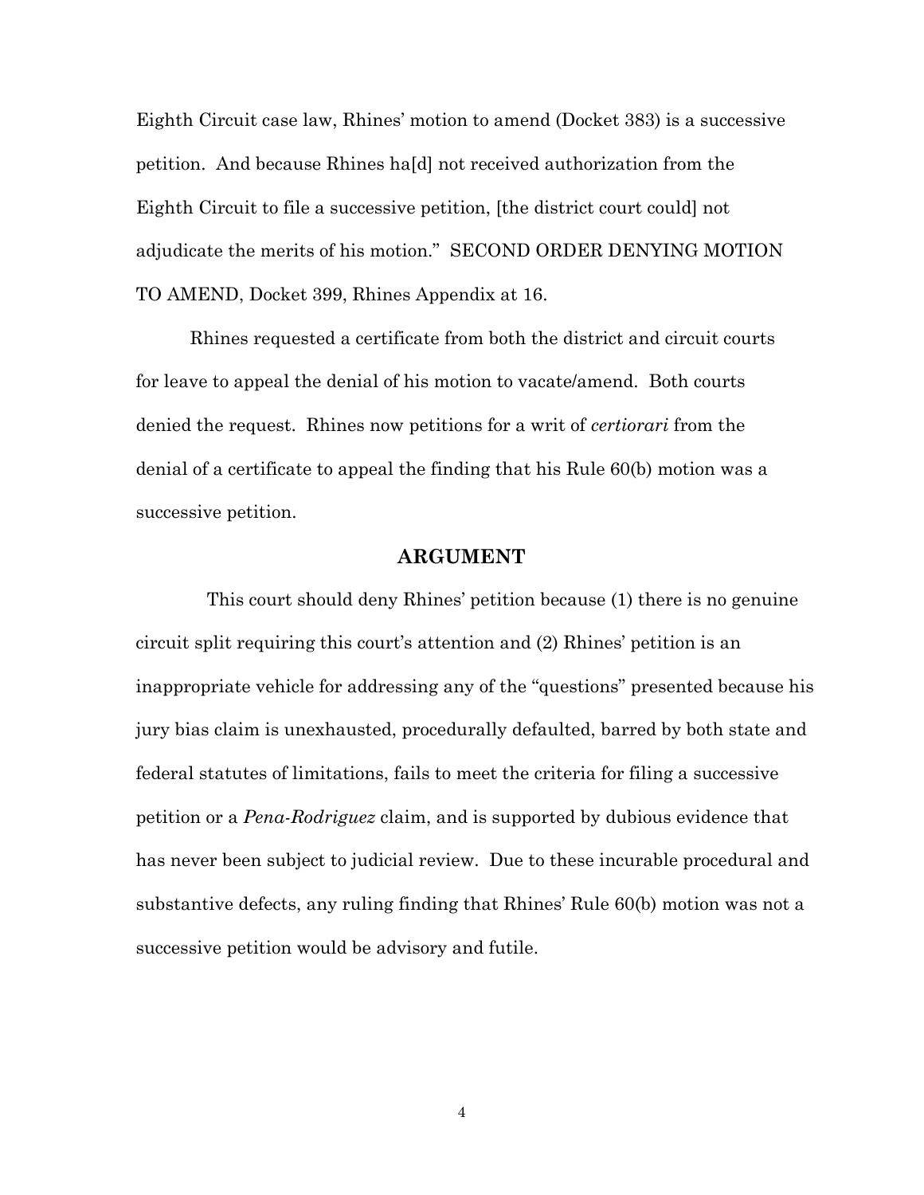Eighth Circuit case law, Rhines' motion to amend (Docket 383) is a successive petition. And because Rhines ha[d] not received authorization from the Eighth Circuit to file a successive petition, [the district court could] not adjudicate the merits of his motion." SECOND ORDER DENYING MOTION TO AMEND, Docket 399, Rhines Appendix at 16.

Rhines requested a certificate from both the district and circuit courts for leave to appeal the denial of his motion to vacate/amend. Both courts denied the request. Rhines now petitions for a writ of *certiorari* from the denial of a certificate to appeal the finding that his Rule 60(b) motion was a successive petition.

## ARGUMENT

This court should deny Rhines' petition because (1) there is no genuine circuit split requiring this court's attention and (2) Rhines' petition is an inappropriate vehicle for addressing any of the "questions" presented because his jury bias claim is unexhausted, procedurally defaulted, barred by both state and federal statutes of limitations, fails to meet the criteria for filing a successive petition or a *Pena-Rodriguez* claim, and is supported by dubious evidence that has never been subject to judicial review. Due to these incurable procedural and substantive defects, any ruling finding that Rhines' Rule 60(b) motion was not a successive petition would be advisory and futile.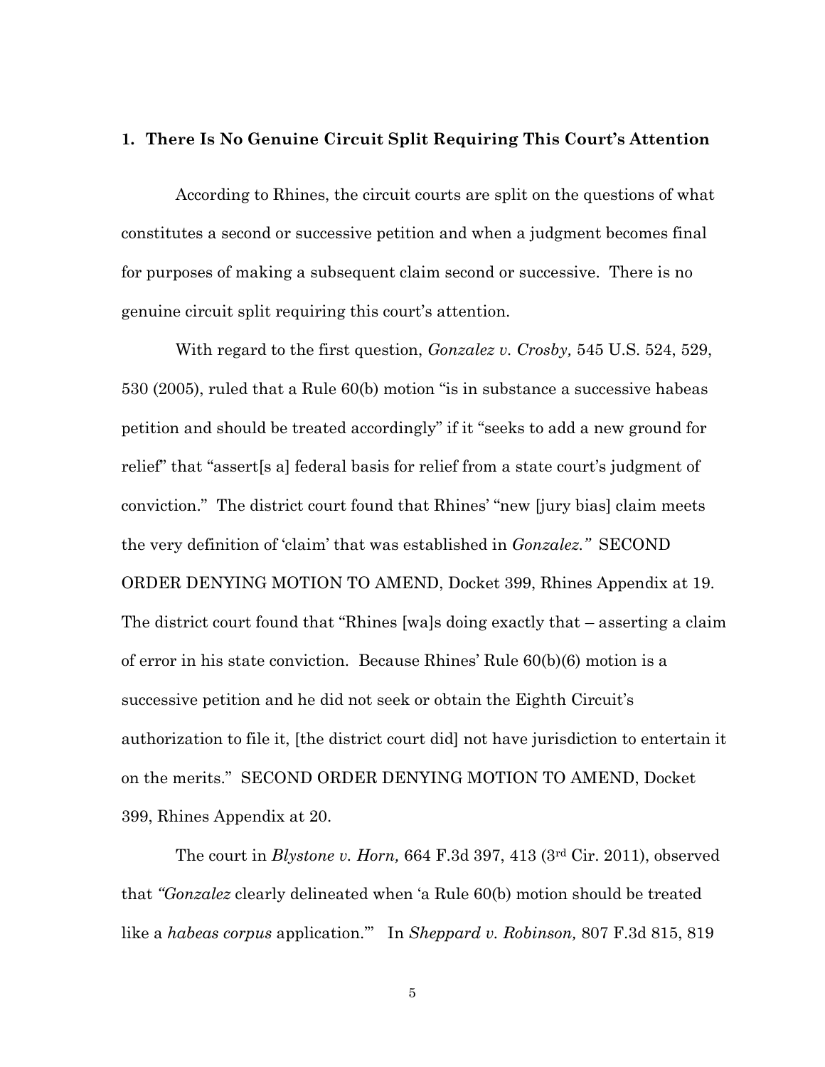**1. There Is No Genuine Circuit Split Requiring This Court's Attention**

According to Rhines, the circuit courts are split on the questions of what constitutes a second or successive petition and when a judgment becomes final for purposes of making a subsequent claim second or successive. There is no genuine circuit split requiring this court's attention.

With regard to the first question, *Gonzalez v. Crosby,* 545 U.S. 524, 529, 530 (2005), ruled that a Rule 60(b) motion "is in substance a successive habeas petition and should be treated accordingly" if it "seeks to add a new ground for relief" that "assert[s a] federal basis for relief from a state court's judgment of conviction." The district court found that Rhines' "new [jury bias] claim meets the very definition of 'claim' that was established in *Gonzalez."* SECOND ORDER DENYING MOTION TO AMEND, Docket 399, Rhines Appendix at 19. The district court found that "Rhines [wa]s doing exactly that – asserting a claim of error in his state conviction. Because Rhines' Rule 60(b)(6) motion is a successive petition and he did not seek or obtain the Eighth Circuit's authorization to file it, [the district court did] not have jurisdiction to entertain it on the merits." SECOND ORDER DENYING MOTION TO AMEND, Docket 399, Rhines Appendix at 20.

The court in *Blystone v. Horn,* 664 F.3d 397, 413 (3rd Cir. 2011), observed that *"Gonzalez* clearly delineated when 'a Rule 60(b) motion should be treated like a *habeas corpus* application.'" In *Sheppard v. Robinson,* 807 F.3d 815, 819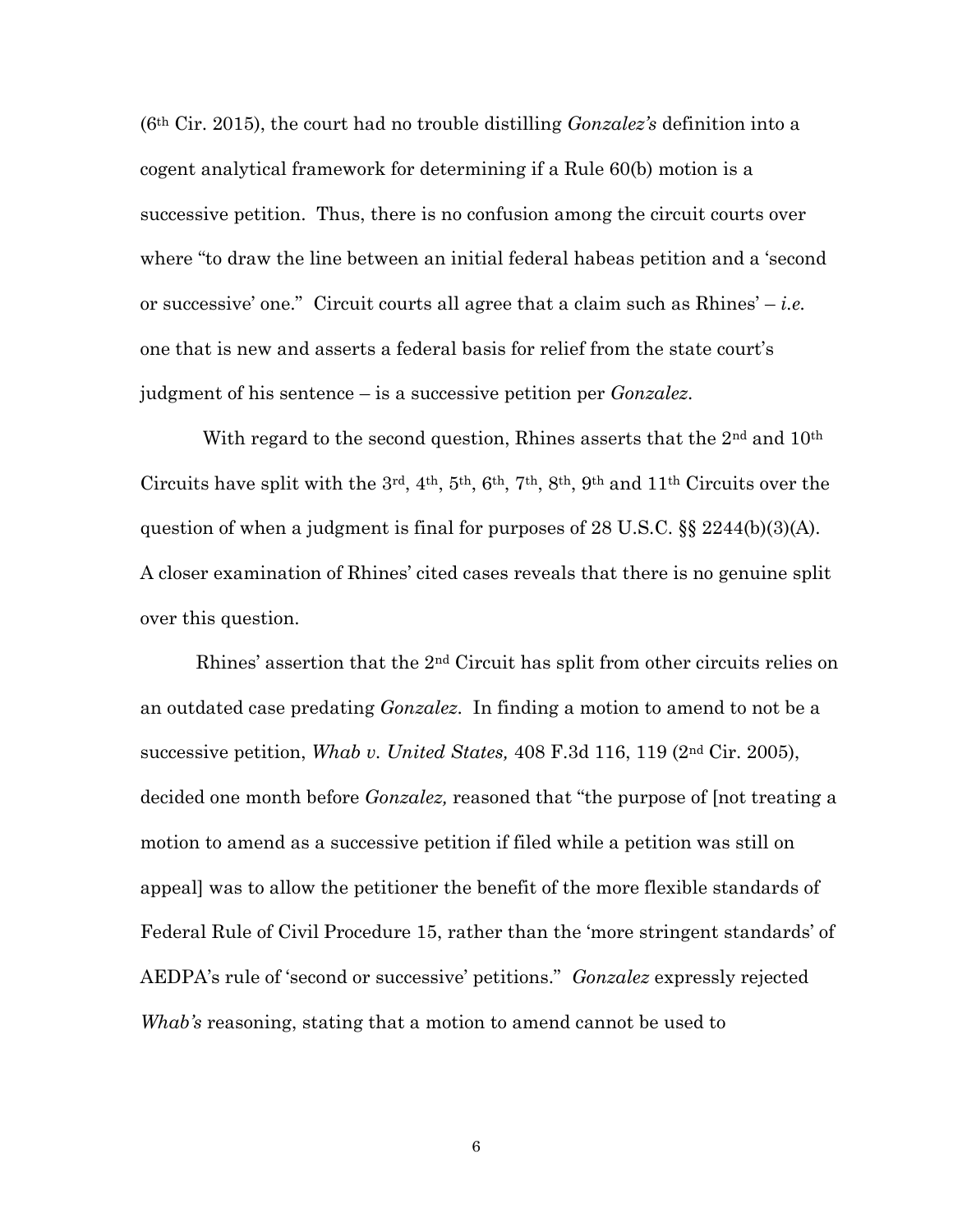(6th Cir. 2015), the court had no trouble distilling *Gonzalez's* definition into a cogent analytical framework for determining if a Rule 60(b) motion is a successive petition. Thus, there is no confusion among the circuit courts over where "to draw the line between an initial federal habeas petition and a 'second or successive' one." Circuit courts all agree that a claim such as Rhines' – *i.e.* one that is new and asserts a federal basis for relief from the state court's judgment of his sentence – is a successive petition per *Gonzalez*.

With regard to the second question, Rhines asserts that the 2nd and 10th Circuits have split with the 3rd, 4th, 5th, 6th, 7th, 8th, 9th and 11th Circuits over the question of when a judgment is final for purposes of 28 U.S.C. §§ 2244(b)(3)(A). A closer examination of Rhines' cited cases reveals that there is no genuine split over this question.

Rhines' assertion that the 2nd Circuit has split from other circuits relies on an outdated case predating *Gonzalez*. In finding a motion to amend to not be a successive petition, *Whab v. United States,* 408 F.3d 116, 119 (2nd Cir. 2005), decided one month before *Gonzalez,* reasoned that "the purpose of [not treating a motion to amend as a successive petition if filed while a petition was still on appeal] was to allow the petitioner the benefit of the more flexible standards of Federal Rule of Civil Procedure 15, rather than the 'more stringent standards' of AEDPA's rule of 'second or successive' petitions." *Gonzalez* expressly rejected *Whab's* reasoning, stating that a motion to amend cannot be used to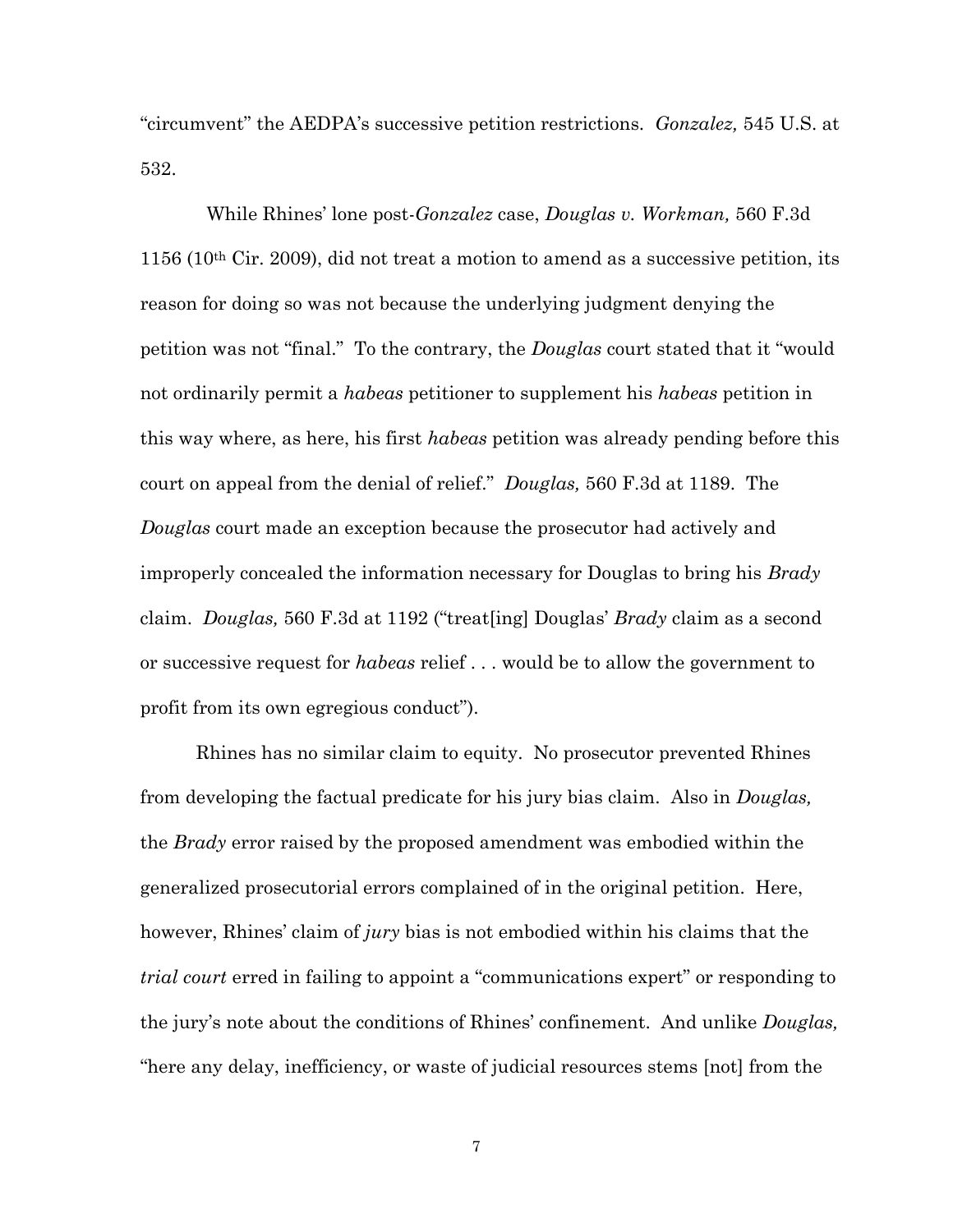"circumvent" the AEDPA's successive petition restrictions. *Gonzalez,* 545 U.S. at 532.

While Rhines' lone post-*Gonzalez* case, *Douglas v. Workman,* 560 F.3d 1156 (10th Cir. 2009), did not treat a motion to amend as a successive petition, its reason for doing so was not because the underlying judgment denying the petition was not "final." To the contrary, the *Douglas* court stated that it "would not ordinarily permit a *habeas* petitioner to supplement his *habeas* petition in this way where, as here, his first *habeas* petition was already pending before this court on appeal from the denial of relief." *Douglas,* 560 F.3d at 1189. The *Douglas* court made an exception because the prosecutor had actively and improperly concealed the information necessary for Douglas to bring his *Brady* claim. *Douglas,* 560 F.3d at 1192 ("treat[ing] Douglas' *Brady* claim as a second or successive request for *habeas* relief . . . would be to allow the government to profit from its own egregious conduct").

Rhines has no similar claim to equity. No prosecutor prevented Rhines from developing the factual predicate for his jury bias claim. Also in *Douglas,* the *Brady* error raised by the proposed amendment was embodied within the generalized prosecutorial errors complained of in the original petition. Here, however, Rhines' claim of *jury* bias is not embodied within his claims that the *trial court* erred in failing to appoint a "communications expert" or responding to the jury's note about the conditions of Rhines' confinement. And unlike *Douglas,* "here any delay, inefficiency, or waste of judicial resources stems [not] from the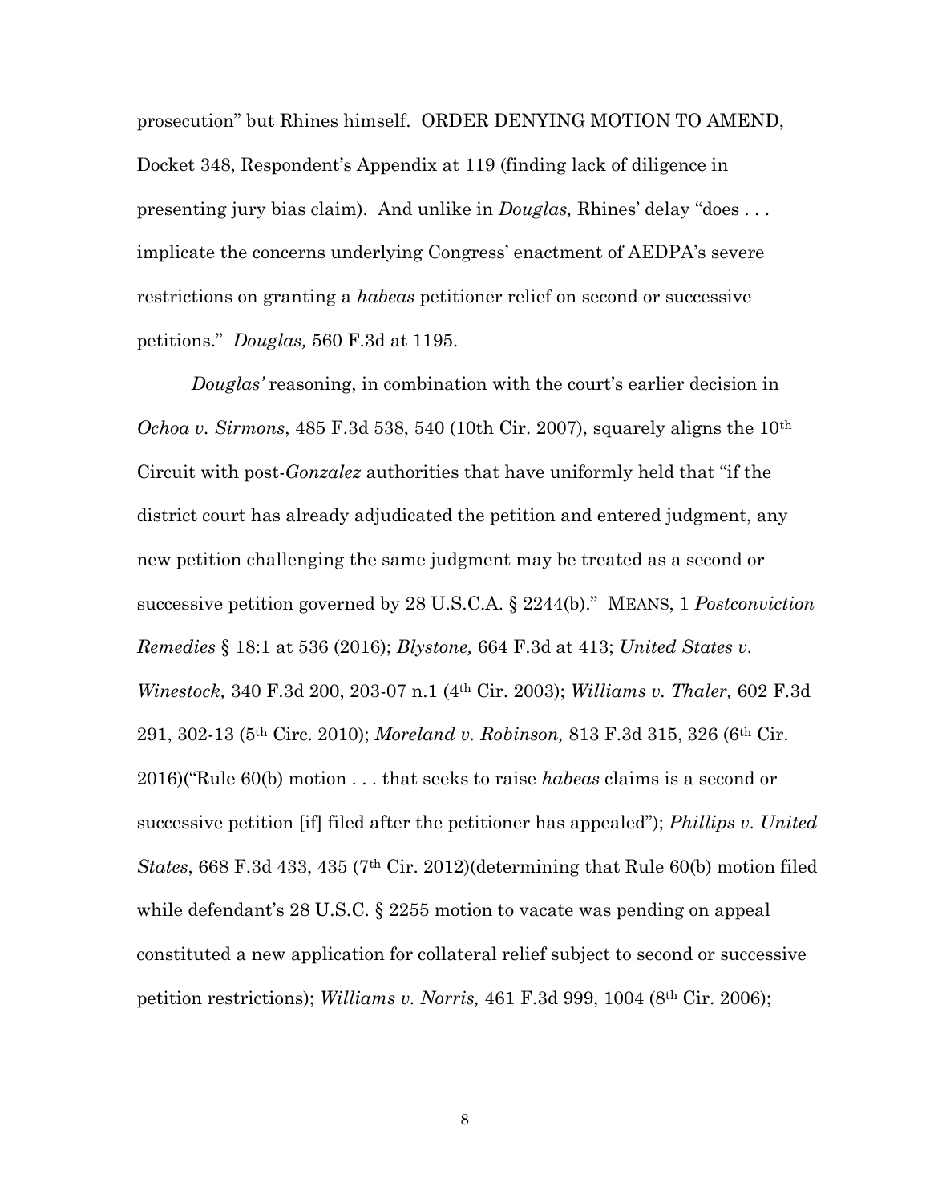prosecution" but Rhines himself. ORDER DENYING MOTION TO AMEND, Docket 348, Respondent's Appendix at 119 (finding lack of diligence in presenting jury bias claim). And unlike in *Douglas,* Rhines' delay "does . . . implicate the concerns underlying Congress' enactment of AEDPA's severe restrictions on granting a *habeas* petitioner relief on second or successive petitions." *Douglas,* 560 F.3d at 1195.

*Douglas'* reasoning, in combination with the court's earlier decision in *Ochoa v. Sirmons*, 485 F.3d 538, 540 (10th Cir. 2007), squarely aligns the 10th Circuit with post-*Gonzalez* authorities that have uniformly held that "if the district court has already adjudicated the petition and entered judgment, any new petition challenging the same judgment may be treated as a second or successive petition governed by 28 U.S.C.A. § 2244(b)." MEANS, 1 *Postconviction Remedies* § 18:1 at 536 (2016); *Blystone,* 664 F.3d at 413; *United States v. Winestock,* 340 F.3d 200, 203-07 n.1 (4th Cir. 2003); *Williams v. Thaler,* 602 F.3d 291, 302-13 (5th Circ. 2010); *Moreland v. Robinson,* 813 F.3d 315, 326 (6th Cir. 2016)("Rule 60(b) motion . . . that seeks to raise *habeas* claims is a second or successive petition [if] filed after the petitioner has appealed"); *Phillips v. United States*, 668 F.3d 433, 435 (7th Cir. 2012)(determining that Rule 60(b) motion filed while defendant's 28 U.S.C. § 2255 motion to vacate was pending on appeal constituted a new application for collateral relief subject to second or successive petition restrictions); *Williams v. Norris,* 461 F.3d 999, 1004 (8th Cir. 2006);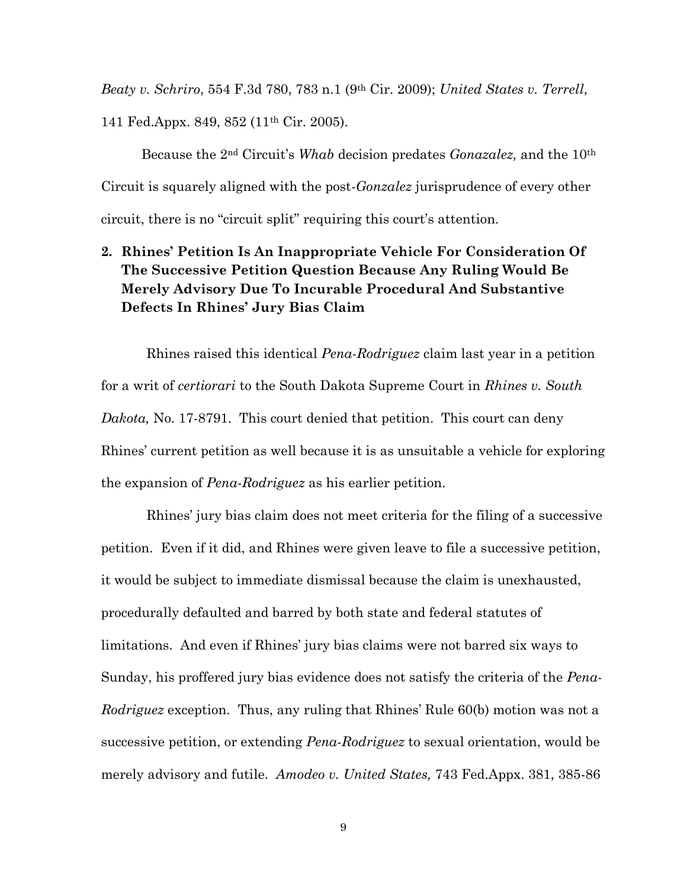*Beaty v. Schriro*, 554 F.3d 780, 783 n.1 (9th Cir. 2009); *United States v. Terrell*, 141 Fed.Appx. 849, 852 (11th Cir. 2005).

Because the 2nd Circuit's *Whab* decision predates *Gonazalez,* and the 10th Circuit is squarely aligned with the post-*Gonzalez* jurisprudence of every other circuit, there is no "circuit split" requiring this court's attention.

**2. Rhines' Petition Is An Inappropriate Vehicle For Consideration Of The Successive Petition Question Because Any Ruling Would Be Merely Advisory Due To Incurable Procedural And Substantive Defects In Rhines' Jury Bias Claim**

Rhines raised this identical *Pena-Rodriguez* claim last year in a petition for a writ of *certiorari* to the South Dakota Supreme Court in *Rhines v. South Dakota,* No. 17-8791. This court denied that petition. This court can deny Rhines' current petition as well because it is as unsuitable a vehicle for exploring the expansion of *Pena-Rodriguez* as his earlier petition.

Rhines' jury bias claim does not meet criteria for the filing of a successive petition. Even if it did, and Rhines were given leave to file a successive petition, it would be subject to immediate dismissal because the claim is unexhausted, procedurally defaulted and barred by both state and federal statutes of limitations. And even if Rhines' jury bias claims were not barred six ways to Sunday, his proffered jury bias evidence does not satisfy the criteria of the *Pena-Rodriguez* exception. Thus, any ruling that Rhines' Rule 60(b) motion was not a successive petition, or extending *Pena-Rodriguez* to sexual orientation, would be merely advisory and futile. *Amodeo v. United States,* 743 Fed.Appx. 381, 385-86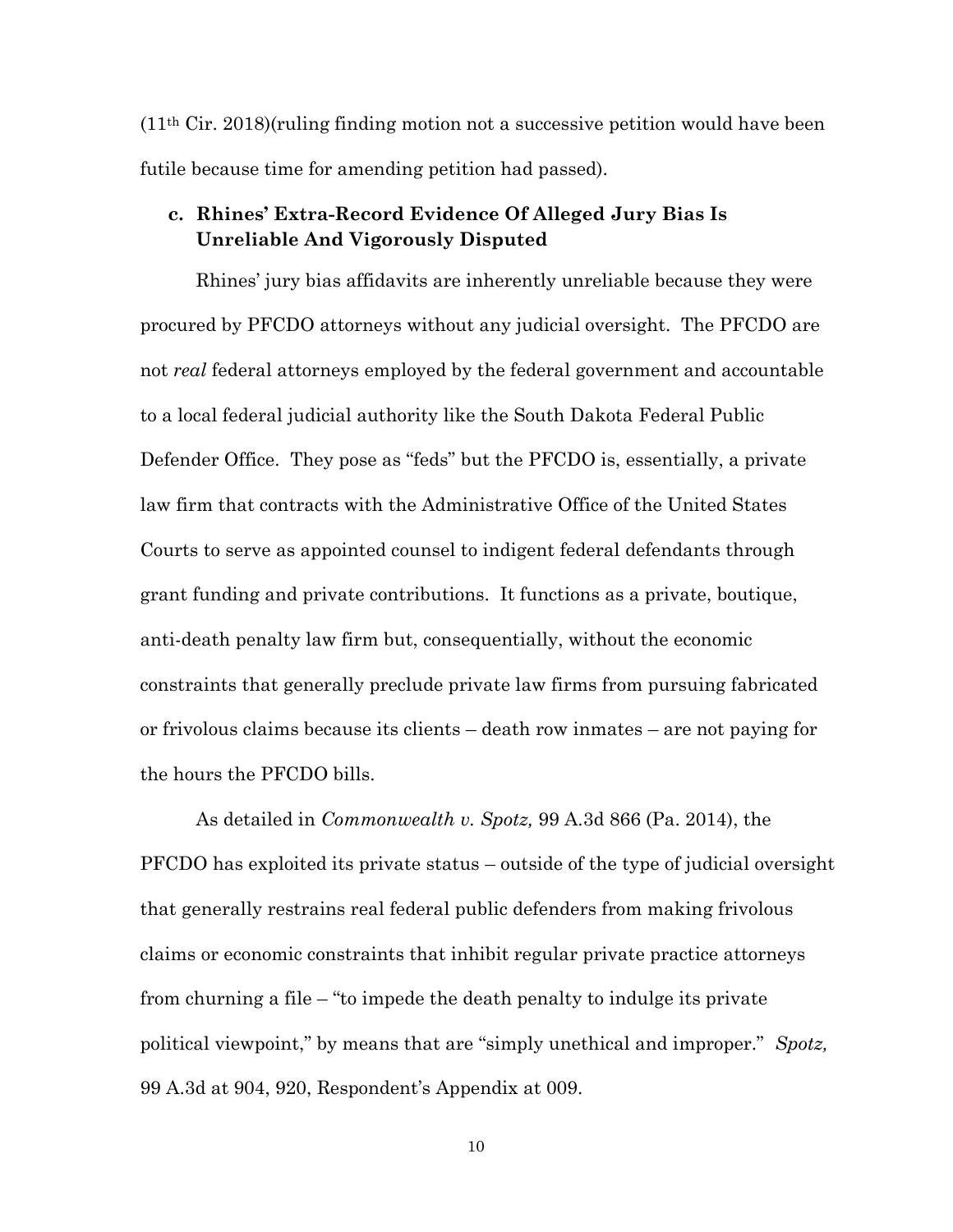(11th Cir. 2018)(ruling finding motion not a successive petition would have been futile because time for amending petition had passed).

### c. Rhines' Extra-Record Evidence Of Alleged Jury Bias Is Unreliable And Vigorously Disputed

Rhines' jury bias affidavits are inherently unreliable because they were procured by PFCDO attorneys without any judicial oversight. The PFCDO are not *real* federal attorneys employed by the federal government and accountable to a local federal judicial authority like the South Dakota Federal Public Defender Office. They pose as "feds" but the PFCDO is, essentially, a private law firm that contracts with the Administrative Office of the United States Courts to serve as appointed counsel to indigent federal defendants through grant funding and private contributions. It functions as a private, boutique, anti-death penalty law firm but, consequentially, without the economic constraints that generally preclude private law firms from pursuing fabricated or frivolous claims because its clients – death row inmates – are not paying for the hours the PFCDO bills.

As detailed in *Commonwealth v. Spotz,* 99 A.3d 866 (Pa. 2014), the PFCDO has exploited its private status – outside of the type of judicial oversight that generally restrains real federal public defenders from making frivolous claims or economic constraints that inhibit regular private practice attorneys from churning a file – "to impede the death penalty to indulge its private political viewpoint," by means that are "simply unethical and improper." *Spotz,* 99 A.3d at 904, 920, Respondent's Appendix at 009.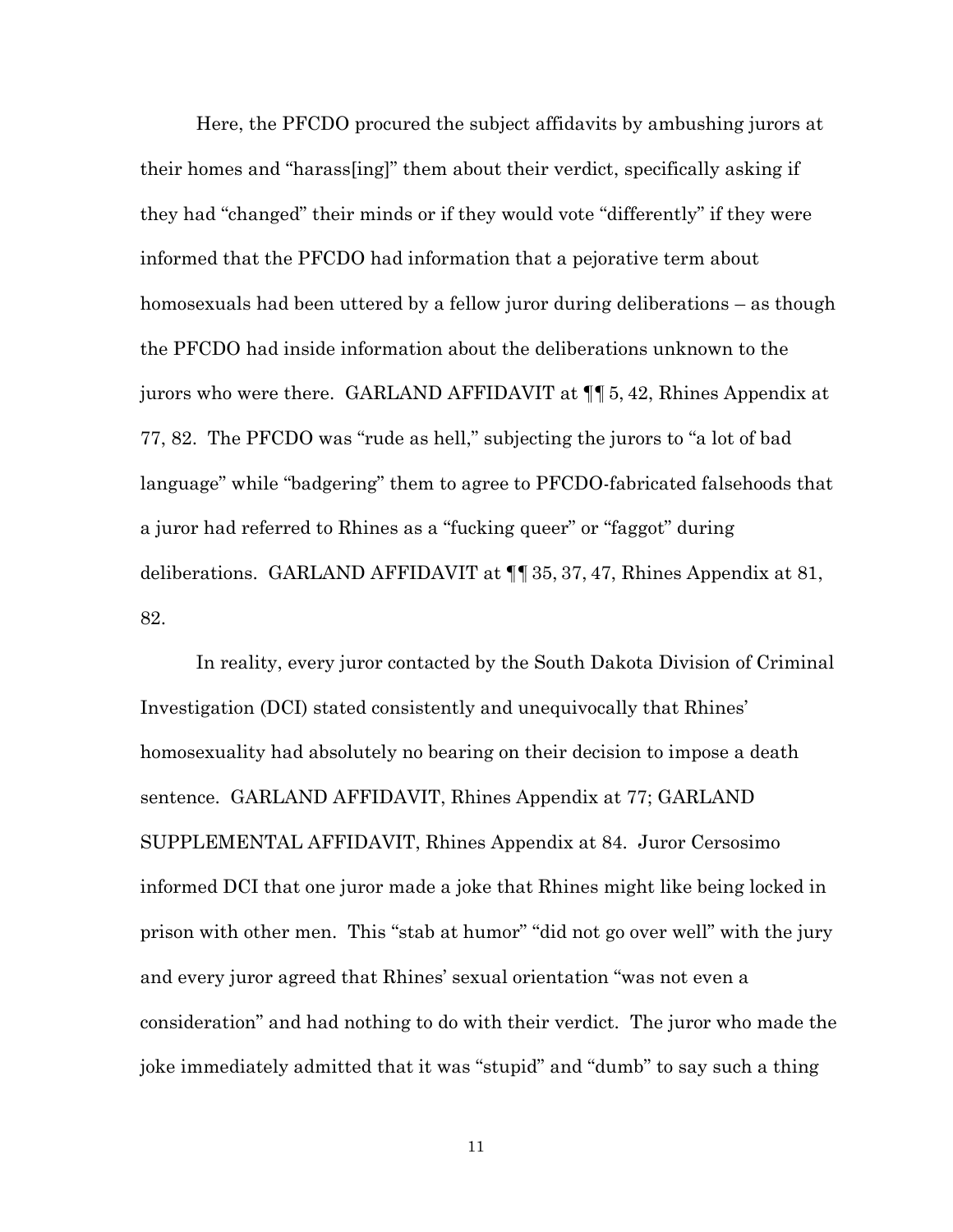Here, the PFCDO procured the subject affidavits by ambushing jurors at their homes and "harass[ing]" them about their verdict, specifically asking if they had "changed" their minds or if they would vote "differently" if they were informed that the PFCDO had information that a pejorative term about homosexuals had been uttered by a fellow juror during deliberations – as though the PFCDO had inside information about the deliberations unknown to the jurors who were there. GARLAND AFFIDAVIT at ¶¶ 5, 42, Rhines Appendix at 77, 82. The PFCDO was "rude as hell," subjecting the jurors to "a lot of bad language" while "badgering" them to agree to PFCDO-fabricated falsehoods that a juror had referred to Rhines as a "fucking queer" or "faggot" during deliberations. GARLAND AFFIDAVIT at ¶¶ 35, 37, 47, Rhines Appendix at 81, 82.

In reality, every juror contacted by the South Dakota Division of Criminal Investigation (DCI) stated consistently and unequivocally that Rhines' homosexuality had absolutely no bearing on their decision to impose a death sentence. GARLAND AFFIDAVIT, Rhines Appendix at 77; GARLAND SUPPLEMENTAL AFFIDAVIT, Rhines Appendix at 84. Juror Cersosimo informed DCI that one juror made a joke that Rhines might like being locked in prison with other men. This "stab at humor" "did not go over well" with the jury and every juror agreed that Rhines' sexual orientation "was not even a consideration" and had nothing to do with their verdict. The juror who made the joke immediately admitted that it was "stupid" and "dumb" to say such a thing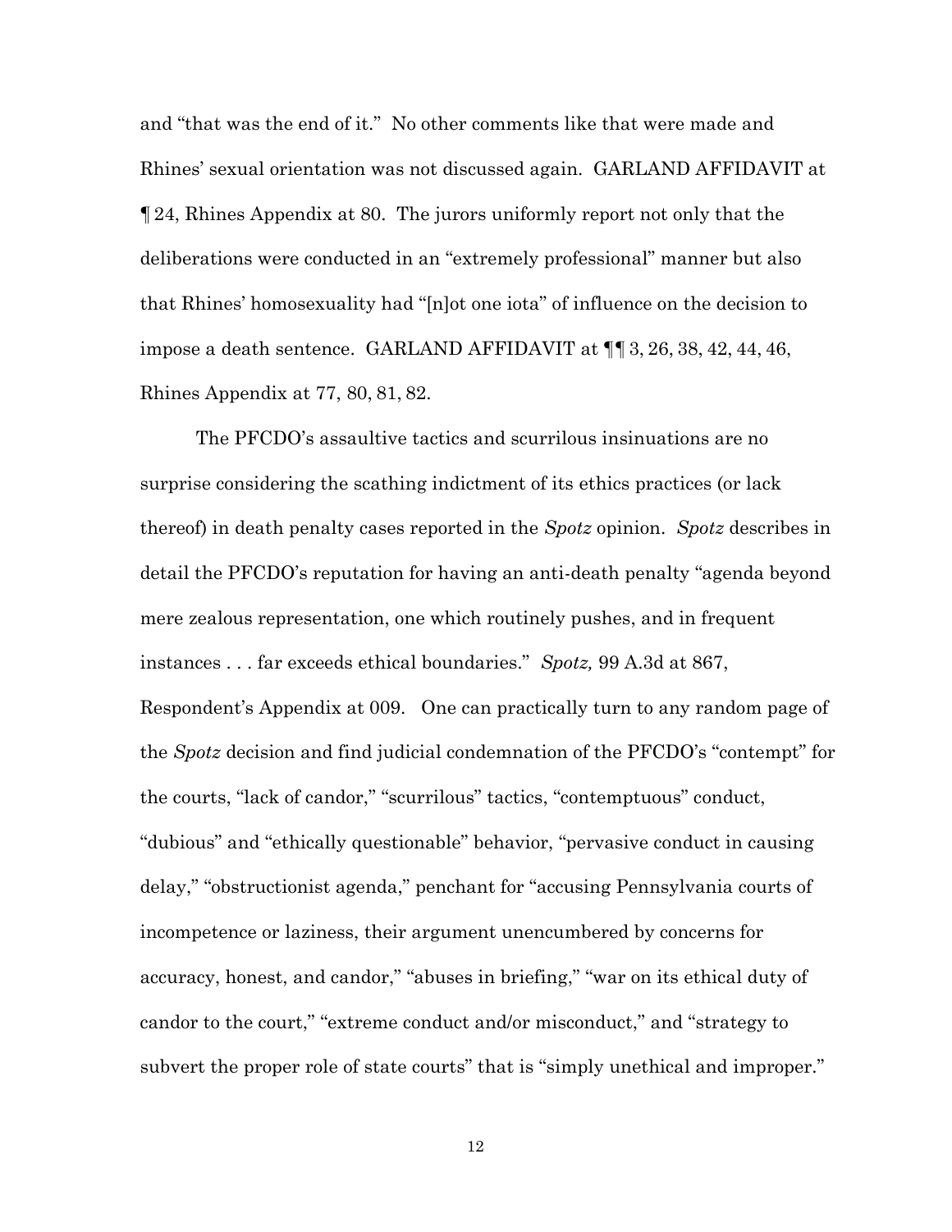and "that was the end of it." No other comments like that were made and Rhines' sexual orientation was not discussed again. GARLAND AFFIDAVIT at ¶ 24, Rhines Appendix at 80. The jurors uniformly report not only that the deliberations were conducted in an "extremely professional" manner but also that Rhines' homosexuality had "[n]ot one iota" of influence on the decision to impose a death sentence. GARLAND AFFIDAVIT at ¶¶ 3, 26, 38, 42, 44, 46, Rhines Appendix at 77, 80, 81, 82.

The PFCDO's assaultive tactics and scurrilous insinuations are no surprise considering the scathing indictment of its ethics practices (or lack thereof) in death penalty cases reported in the *Spotz* opinion. *Spotz* describes in detail the PFCDO's reputation for having an anti-death penalty "agenda beyond mere zealous representation, one which routinely pushes, and in frequent instances . . . far exceeds ethical boundaries." *Spotz,* 99 A.3d at 867, Respondent's Appendix at 009. One can practically turn to any random page of the *Spotz* decision and find judicial condemnation of the PFCDO's "contempt" for the courts, "lack of candor," "scurrilous" tactics, "contemptuous" conduct, "dubious" and "ethically questionable" behavior, "pervasive conduct in causing delay," "obstructionist agenda," penchant for "accusing Pennsylvania courts of incompetence or laziness, their argument unencumbered by concerns for accuracy, honest, and candor," "abuses in briefing," "war on its ethical duty of candor to the court," "extreme conduct and/or misconduct," and "strategy to subvert the proper role of state courts" that is "simply unethical and improper."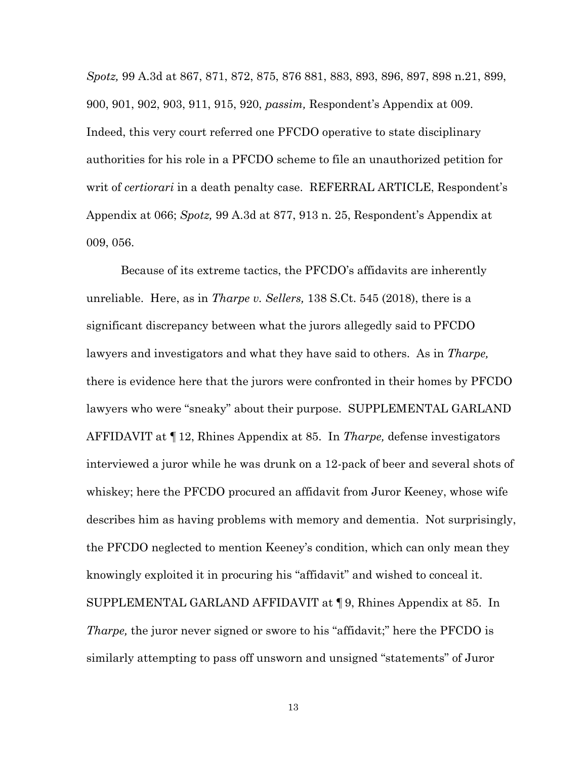*Spotz,* 99 A.3d at 867, 871, 872, 875, 876 881, 883, 893, 896, 897, 898 n.21, 899, 900, 901, 902, 903, 911, 915, 920, *passim,* Respondent's Appendix at 009. Indeed, this very court referred one PFCDO operative to state disciplinary authorities for his role in a PFCDO scheme to file an unauthorized petition for writ of *certiorari* in a death penalty case. REFERRAL ARTICLE, Respondent's Appendix at 066; *Spotz,* 99 A.3d at 877, 913 n. 25, Respondent's Appendix at 009, 056.

Because of its extreme tactics, the PFCDO's affidavits are inherently unreliable. Here, as in *Tharpe v. Sellers,* 138 S.Ct. 545 (2018), there is a significant discrepancy between what the jurors allegedly said to PFCDO lawyers and investigators and what they have said to others. As in *Tharpe,* there is evidence here that the jurors were confronted in their homes by PFCDO lawyers who were "sneaky" about their purpose. SUPPLEMENTAL GARLAND AFFIDAVIT at ¶ 12, Rhines Appendix at 85. In *Tharpe,* defense investigators interviewed a juror while he was drunk on a 12-pack of beer and several shots of whiskey; here the PFCDO procured an affidavit from Juror Keeney, whose wife describes him as having problems with memory and dementia. Not surprisingly, the PFCDO neglected to mention Keeney's condition, which can only mean they knowingly exploited it in procuring his "affidavit" and wished to conceal it. SUPPLEMENTAL GARLAND AFFIDAVIT at ¶ 9, Rhines Appendix at 85. In *Tharpe,* the juror never signed or swore to his "affidavit;" here the PFCDO is similarly attempting to pass off unsworn and unsigned "statements" of Juror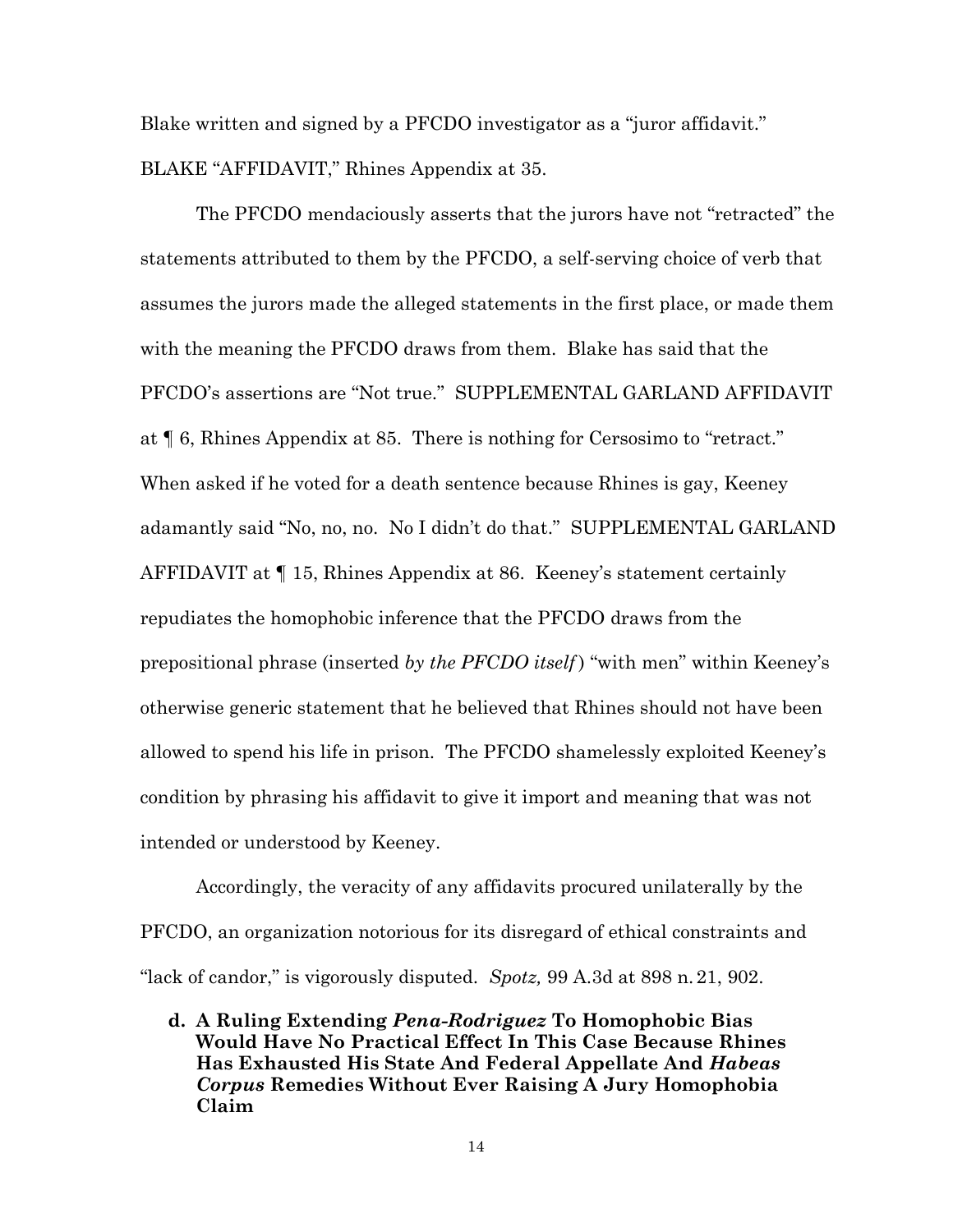Blake written and signed by a PFCDO investigator as a "juror affidavit." BLAKE "AFFIDAVIT," Rhines Appendix at 35.

The PFCDO mendaciously asserts that the jurors have not "retracted" the statements attributed to them by the PFCDO, a self-serving choice of verb that assumes the jurors made the alleged statements in the first place, or made them with the meaning the PFCDO draws from them. Blake has said that the PFCDO's assertions are "Not true." SUPPLEMENTAL GARLAND AFFIDAVIT at ¶ 6, Rhines Appendix at 85. There is nothing for Cersosimo to "retract." When asked if he voted for a death sentence because Rhines is gay, Keeney adamantly said "No, no, no. No I didn't do that." SUPPLEMENTAL GARLAND AFFIDAVIT at ¶ 15, Rhines Appendix at 86. Keeney's statement certainly repudiates the homophobic inference that the PFCDO draws from the prepositional phrase (inserted *by the PFCDO itself*) "with men" within Keeney's otherwise generic statement that he believed that Rhines should not have been allowed to spend his life in prison. The PFCDO shamelessly exploited Keeney's condition by phrasing his affidavit to give it import and meaning that was not intended or understood by Keeney.

Accordingly, the veracity of any affidavits procured unilaterally by the PFCDO, an organization notorious for its disregard of ethical constraints and "lack of candor," is vigorously disputed. *Spotz,* 99 A.3d at 898 n. 21, 902.

**d. A Ruling Extending *Pena-Rodriguez* To Homophobic Bias Would Have No Practical Effect In This Case Because Rhines Has Exhausted His State And Federal Appellate And *Habeas Corpus* Remedies Without Ever Raising A Jury Homophobia Claim**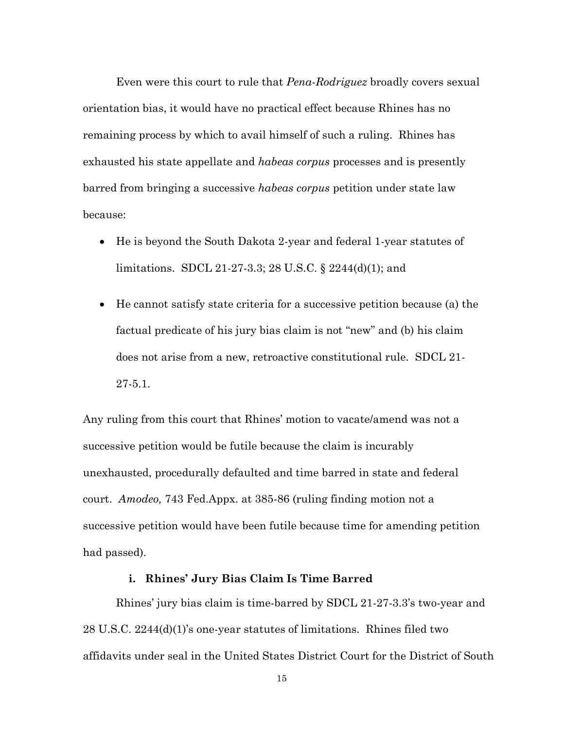Even were this court to rule that *Pena-Rodriguez* broadly covers sexual orientation bias, it would have no practical effect because Rhines has no remaining process by which to avail himself of such a ruling. Rhines has exhausted his state appellate and *habeas corpus* processes and is presently barred from bringing a successive *habeas corpus* petition under state law because:

- He is beyond the South Dakota 2-year and federal 1-year statutes of limitations. SDCL 21-27-3.3; 28 U.S.C. § 2244(d)(1); and
- He cannot satisfy state criteria for a successive petition because (a) the factual predicate of his jury bias claim is not "new" and (b) his claim does not arise from a new, retroactive constitutional rule. SDCL 21-27-5.1.

Any ruling from this court that Rhines' motion to vacate/amend was not a successive petition would be futile because the claim is incurably unexhausted, procedurally defaulted and time barred in state and federal court. *Amodeo,* 743 Fed.Appx. at 385-86 (ruling finding motion not a successive petition would have been futile because time for amending petition had passed).

#### i. Rhines' Jury Bias Claim Is Time Barred

Rhines' jury bias claim is time-barred by SDCL 21-27-3.3's two-year and 28 U.S.C. 2244(d)(1)'s one-year statutes of limitations. Rhines filed two affidavits under seal in the United States District Court for the District of South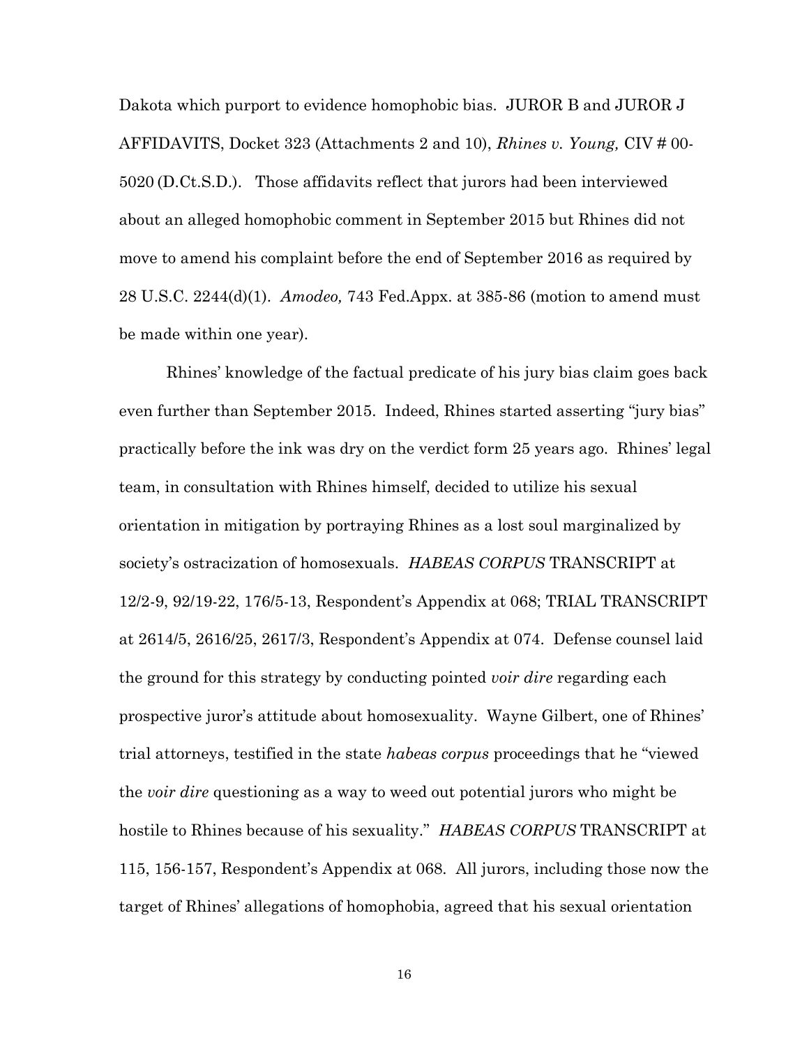Dakota which purport to evidence homophobic bias. JUROR B and JUROR J AFFIDAVITS, Docket 323 (Attachments 2 and 10), *Rhines v. Young,* CIV # 00-5020 (D.Ct.S.D.). Those affidavits reflect that jurors had been interviewed about an alleged homophobic comment in September 2015 but Rhines did not move to amend his complaint before the end of September 2016 as required by 28 U.S.C. 2244(d)(1). *Amodeo,* 743 Fed.Appx. at 385-86 (motion to amend must be made within one year).

Rhines' knowledge of the factual predicate of his jury bias claim goes back even further than September 2015. Indeed, Rhines started asserting "jury bias" practically before the ink was dry on the verdict form 25 years ago. Rhines' legal team, in consultation with Rhines himself, decided to utilize his sexual orientation in mitigation by portraying Rhines as a lost soul marginalized by society's ostracization of homosexuals. *HABEAS CORPUS* TRANSCRIPT at 12/2-9, 92/19-22, 176/5-13, Respondent's Appendix at 068; TRIAL TRANSCRIPT at 2614/5, 2616/25, 2617/3, Respondent's Appendix at 074. Defense counsel laid the ground for this strategy by conducting pointed *voir dire* regarding each prospective juror's attitude about homosexuality. Wayne Gilbert, one of Rhines' trial attorneys, testified in the state *habeas corpus* proceedings that he "viewed the *voir dire* questioning as a way to weed out potential jurors who might be hostile to Rhines because of his sexuality." *HABEAS CORPUS* TRANSCRIPT at 115, 156-157, Respondent's Appendix at 068. All jurors, including those now the target of Rhines' allegations of homophobia, agreed that his sexual orientation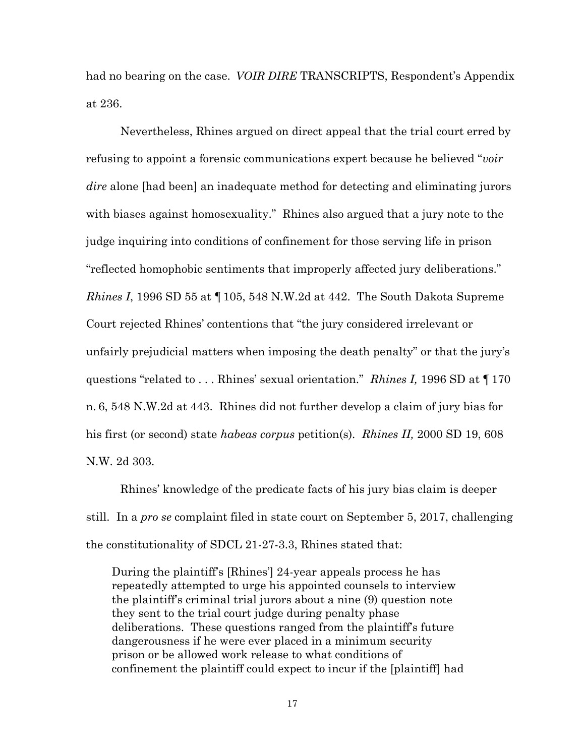had no bearing on the case. *VOIR DIRE* TRANSCRIPTS, Respondent's Appendix at 236.

Nevertheless, Rhines argued on direct appeal that the trial court erred by refusing to appoint a forensic communications expert because he believed "*voir dire* alone [had been] an inadequate method for detecting and eliminating jurors with biases against homosexuality." Rhines also argued that a jury note to the judge inquiring into conditions of confinement for those serving life in prison "reflected homophobic sentiments that improperly affected jury deliberations." *Rhines I*, 1996 SD 55 at ¶ 105, 548 N.W.2d at 442. The South Dakota Supreme Court rejected Rhines' contentions that "the jury considered irrelevant or unfairly prejudicial matters when imposing the death penalty" or that the jury's questions "related to . . . Rhines' sexual orientation." *Rhines I,* 1996 SD at ¶ 170 n. 6, 548 N.W.2d at 443. Rhines did not further develop a claim of jury bias for his first (or second) state *habeas corpus* petition(s). *Rhines II,* 2000 SD 19, 608 N.W. 2d 303.

Rhines' knowledge of the predicate facts of his jury bias claim is deeper still. In a *pro se* complaint filed in state court on September 5, 2017, challenging the constitutionality of SDCL 21-27-3.3, Rhines stated that:

> During the plaintiff's [Rhines'] 24-year appeals process he has repeatedly attempted to urge his appointed counsels to interview the plaintiff's criminal trial jurors about a nine (9) question note they sent to the trial court judge during penalty phase deliberations. These questions ranged from the plaintiff's future dangerousness if he were ever placed in a minimum security prison or be allowed work release to what conditions of confinement the plaintiff could expect to incur if the [plaintiff] had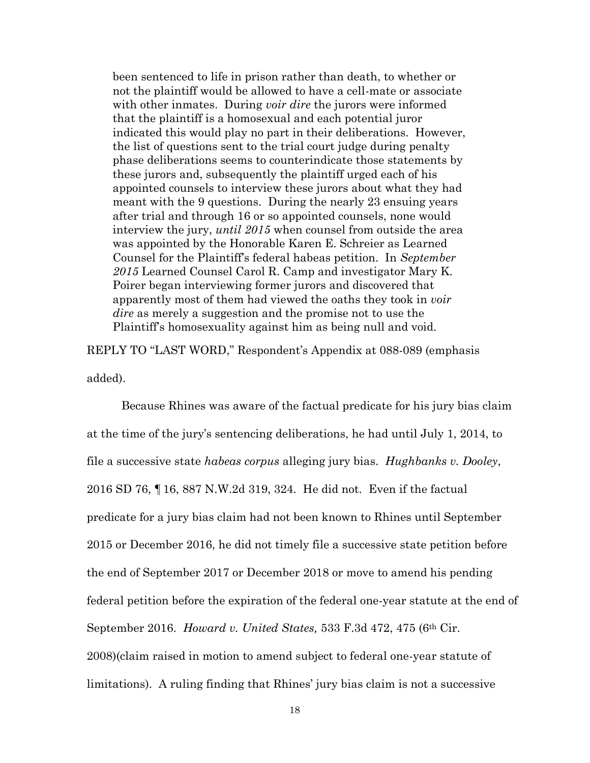> been sentenced to life in prison rather than death, to whether or not the plaintiff would be allowed to have a cell-mate or associate with other inmates. During *voir dire* the jurors were informed that the plaintiff is a homosexual and each potential juror indicated this would play no part in their deliberations. However, the list of questions sent to the trial court judge during penalty phase deliberations seems to counterindicate those statements by these jurors and, subsequently the plaintiff urged each of his appointed counsels to interview these jurors about what they had meant with the 9 questions. During the nearly 23 ensuing years after trial and through 16 or so appointed counsels, none would interview the jury, *until 2015* when counsel from outside the area was appointed by the Honorable Karen E. Schreier as Learned Counsel for the Plaintiff's federal habeas petition. In *September 2015* Learned Counsel Carol R. Camp and investigator Mary K. Poirer began interviewing former jurors and discovered that apparently most of them had viewed the oaths they took in *voir dire* as merely a suggestion and the promise not to use the Plaintiff's homosexuality against him as being null and void.

REPLY TO "LAST WORD," Respondent's Appendix at 088-089 (emphasis added).

Because Rhines was aware of the factual predicate for his jury bias claim at the time of the jury's sentencing deliberations, he had until July 1, 2014, to file a successive state *habeas corpus* alleging jury bias. *Hughbanks v. Dooley*, 2016 SD 76, ¶ 16, 887 N.W.2d 319, 324. He did not. Even if the factual predicate for a jury bias claim had not been known to Rhines until September 2015 or December 2016, he did not timely file a successive state petition before the end of September 2017 or December 2018 or move to amend his pending federal petition before the expiration of the federal one-year statute at the end of September 2016. *Howard v. United States,* 533 F.3d 472, 475 (6th Cir. 2008)(claim raised in motion to amend subject to federal one-year statute of limitations). A ruling finding that Rhines' jury bias claim is not a successive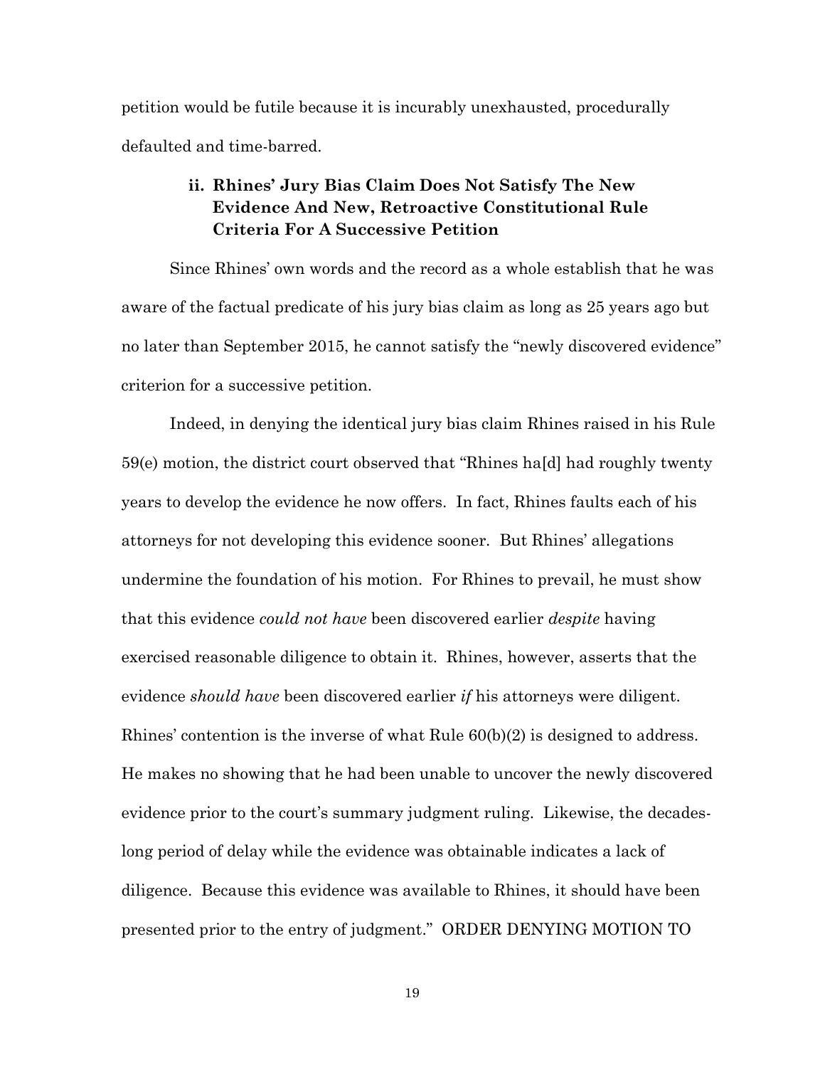petition would be futile because it is incurably unexhausted, procedurally defaulted and time-barred.

### ii. Rhines' Jury Bias Claim Does Not Satisfy The New Evidence And New, Retroactive Constitutional Rule Criteria For A Successive Petition

Since Rhines' own words and the record as a whole establish that he was aware of the factual predicate of his jury bias claim as long as 25 years ago but no later than September 2015, he cannot satisfy the "newly discovered evidence" criterion for a successive petition.

Indeed, in denying the identical jury bias claim Rhines raised in his Rule 59(e) motion, the district court observed that "Rhines ha[d] had roughly twenty years to develop the evidence he now offers. In fact, Rhines faults each of his attorneys for not developing this evidence sooner. But Rhines' allegations undermine the foundation of his motion. For Rhines to prevail, he must show that this evidence *could not have* been discovered earlier *despite* having exercised reasonable diligence to obtain it. Rhines, however, asserts that the evidence *should have* been discovered earlier *if* his attorneys were diligent. Rhines' contention is the inverse of what Rule 60(b)(2) is designed to address. He makes no showing that he had been unable to uncover the newly discovered evidence prior to the court's summary judgment ruling. Likewise, the decades-long period of delay while the evidence was obtainable indicates a lack of diligence. Because this evidence was available to Rhines, it should have been presented prior to the entry of judgment." ORDER DENYING MOTION TO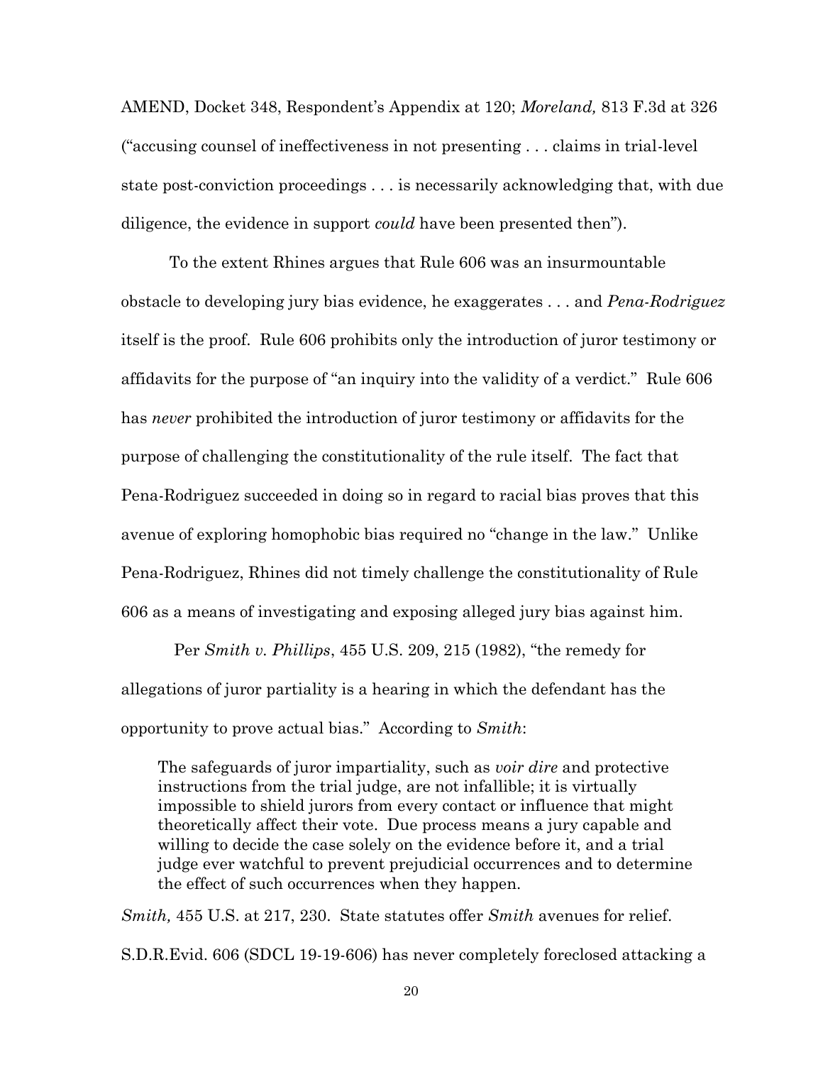AMEND, Docket 348, Respondent's Appendix at 120; *Moreland,* 813 F.3d at 326 ("accusing counsel of ineffectiveness in not presenting . . . claims in trial-level state post-conviction proceedings . . . is necessarily acknowledging that, with due diligence, the evidence in support *could* have been presented then").

To the extent Rhines argues that Rule 606 was an insurmountable obstacle to developing jury bias evidence, he exaggerates . . . and *Pena-Rodriguez* itself is the proof. Rule 606 prohibits only the introduction of juror testimony or affidavits for the purpose of "an inquiry into the validity of a verdict." Rule 606 has *never* prohibited the introduction of juror testimony or affidavits for the purpose of challenging the constitutionality of the rule itself. The fact that Pena-Rodriguez succeeded in doing so in regard to racial bias proves that this avenue of exploring homophobic bias required no "change in the law." Unlike Pena-Rodriguez, Rhines did not timely challenge the constitutionality of Rule 606 as a means of investigating and exposing alleged jury bias against him.

Per *Smith v. Phillips*, 455 U.S. 209, 215 (1982), "the remedy for allegations of juror partiality is a hearing in which the defendant has the opportunity to prove actual bias." According to *Smith*:

> The safeguards of juror impartiality, such as *voir dire* and protective instructions from the trial judge, are not infallible; it is virtually impossible to shield jurors from every contact or influence that might theoretically affect their vote. Due process means a jury capable and willing to decide the case solely on the evidence before it, and a trial judge ever watchful to prevent prejudicial occurrences and to determine the effect of such occurrences when they happen.

*Smith,* 455 U.S. at 217, 230. State statutes offer *Smith* avenues for relief. S.D.R.Evid. 606 (SDCL 19-19-606) has never completely foreclosed attacking a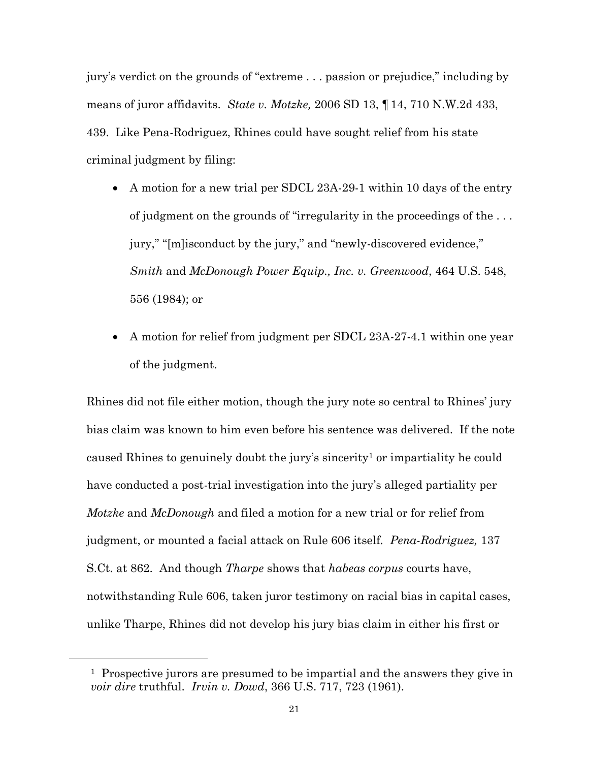jury's verdict on the grounds of "extreme . . . passion or prejudice," including by means of juror affidavits. *State v. Motzke,* 2006 SD 13, ¶ 14, 710 N.W.2d 433, 439. Like Pena-Rodriguez, Rhines could have sought relief from his state criminal judgment by filing:

- A motion for a new trial per SDCL 23A-29-1 within 10 days of the entry of judgment on the grounds of "irregularity in the proceedings of the . . . jury," "[m]isconduct by the jury," and "newly-discovered evidence," *Smith* and *McDonough Power Equip., Inc. v. Greenwood*, 464 U.S. 548, 556 (1984); or

- A motion for relief from judgment per SDCL 23A-27-4.1 within one year of the judgment.

Rhines did not file either motion, though the jury note so central to Rhines' jury bias claim was known to him even before his sentence was delivered. If the note caused Rhines to genuinely doubt the jury's sincerity[1] or impartiality he could have conducted a post-trial investigation into the jury's alleged partiality per *Motzke* and *McDonough* and filed a motion for a new trial or for relief from judgment, or mounted a facial attack on Rule 606 itself. *Pena-Rodriguez,* 137 S.Ct. at 862. And though *Tharpe* shows that *habeas corpus* courts have, notwithstanding Rule 606, taken juror testimony on racial bias in capital cases, unlike Tharpe, Rhines did not develop his jury bias claim in either his first or

---

[1] Prospective jurors are presumed to be impartial and the answers they give in *voir dire* truthful. *Irvin v. Dowd*, 366 U.S. 717, 723 (1961).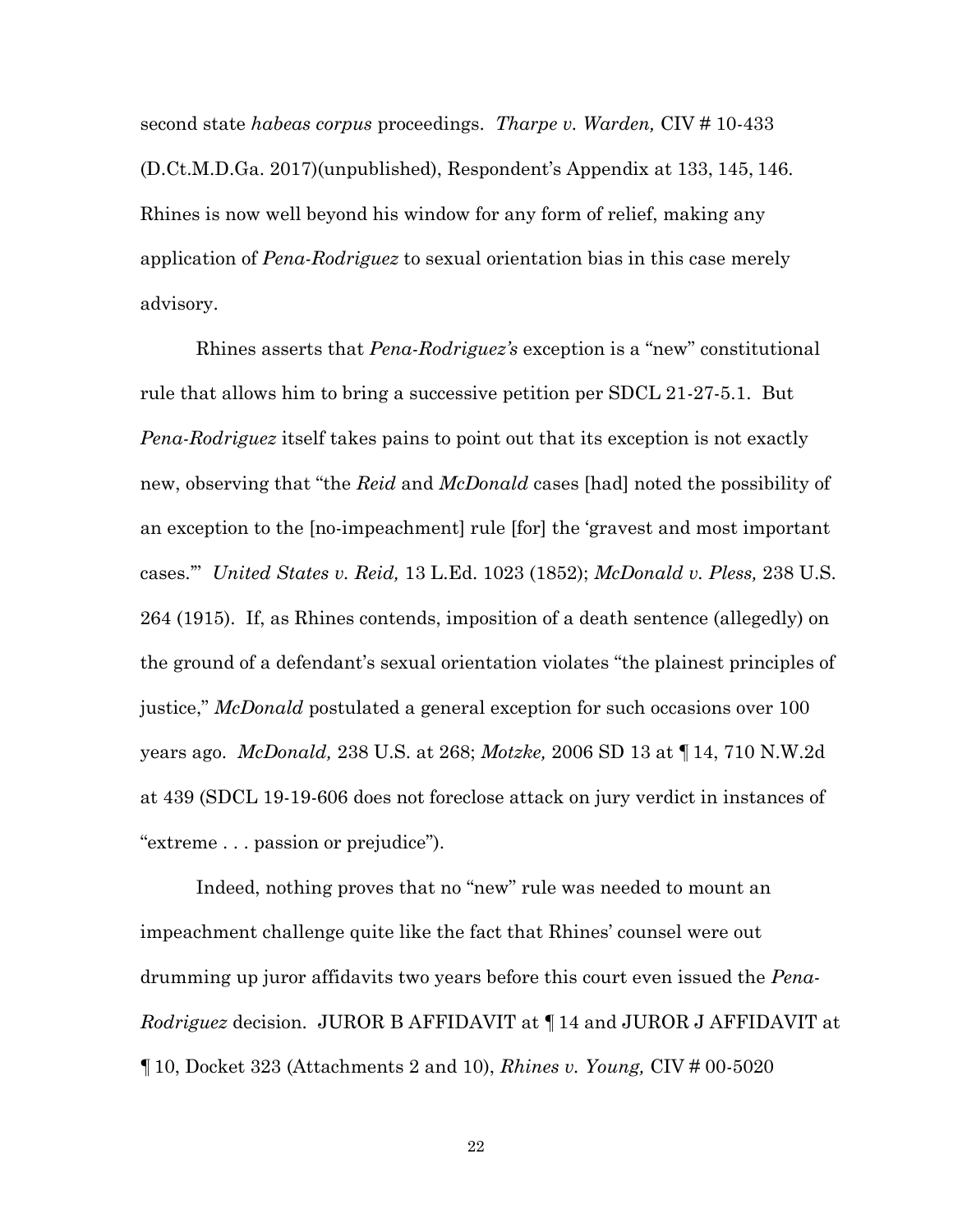second state *habeas corpus* proceedings. *Tharpe v. Warden,* CIV # 10-433 (D.Ct.M.D.Ga. 2017)(unpublished), Respondent's Appendix at 133, 145, 146. Rhines is now well beyond his window for any form of relief, making any application of *Pena-Rodriguez* to sexual orientation bias in this case merely advisory.

Rhines asserts that *Pena-Rodriguez's* exception is a "new" constitutional rule that allows him to bring a successive petition per SDCL 21-27-5.1. But *Pena-Rodriguez* itself takes pains to point out that its exception is not exactly new, observing that "the *Reid* and *McDonald* cases [had] noted the possibility of an exception to the [no-impeachment] rule [for] the 'gravest and most important cases.'" *United States v. Reid,* 13 L.Ed. 1023 (1852); *McDonald v. Pless,* 238 U.S. 264 (1915). If, as Rhines contends, imposition of a death sentence (allegedly) on the ground of a defendant's sexual orientation violates "the plainest principles of justice," *McDonald* postulated a general exception for such occasions over 100 years ago. *McDonald,* 238 U.S. at 268; *Motzke,* 2006 SD 13 at ¶ 14, 710 N.W.2d at 439 (SDCL 19-19-606 does not foreclose attack on jury verdict in instances of "extreme . . . passion or prejudice").

Indeed, nothing proves that no "new" rule was needed to mount an impeachment challenge quite like the fact that Rhines' counsel were out drumming up juror affidavits two years before this court even issued the *Pena-Rodriguez* decision. JUROR B AFFIDAVIT at ¶ 14 and JUROR J AFFIDAVIT at ¶ 10, Docket 323 (Attachments 2 and 10), *Rhines v. Young,* CIV # 00-5020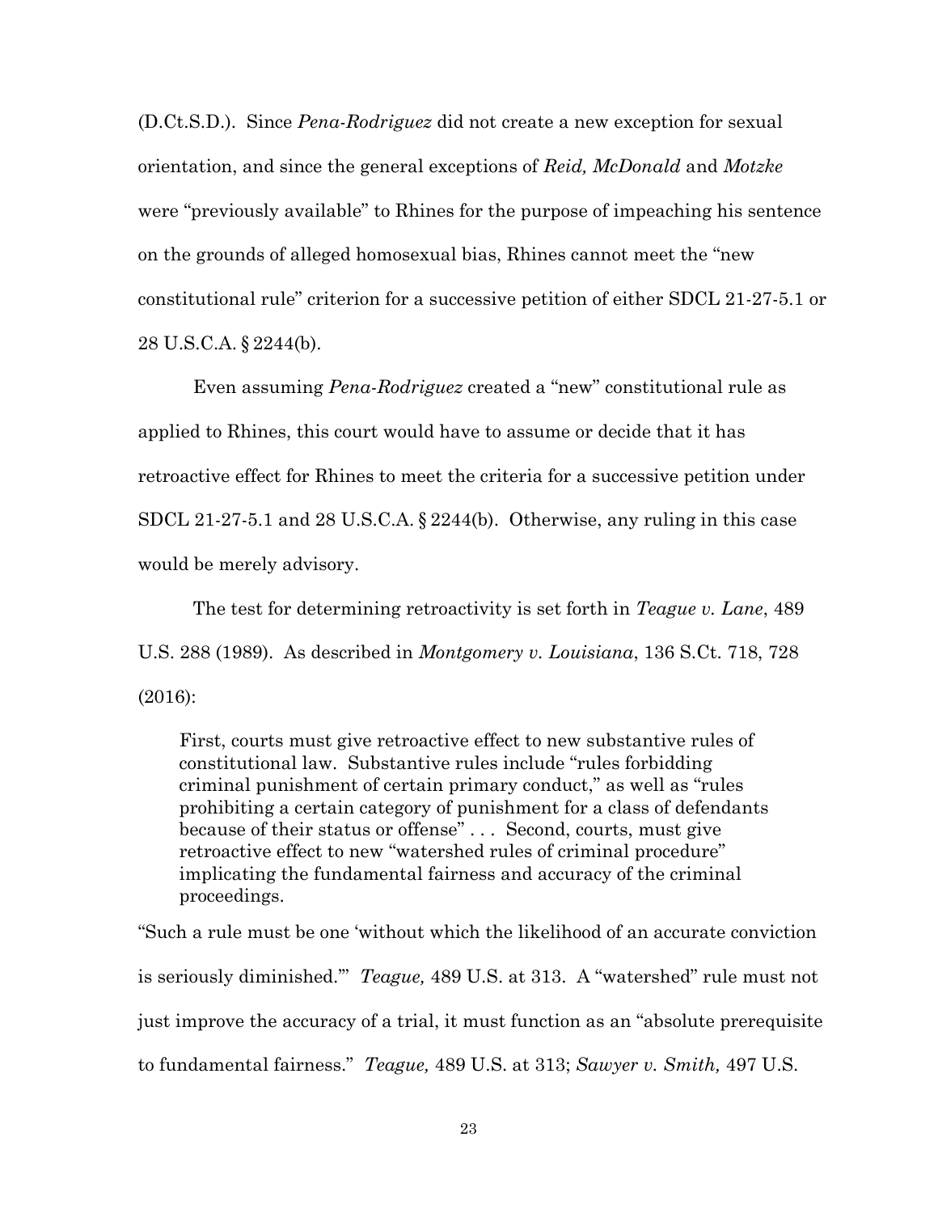(D.Ct.S.D.). Since *Pena-Rodriguez* did not create a new exception for sexual orientation, and since the general exceptions of *Reid, McDonald* and *Motzke* were "previously available" to Rhines for the purpose of impeaching his sentence on the grounds of alleged homosexual bias, Rhines cannot meet the "new constitutional rule" criterion for a successive petition of either SDCL 21-27-5.1 or 28 U.S.C.A. § 2244(b).

Even assuming *Pena-Rodriguez* created a "new" constitutional rule as applied to Rhines, this court would have to assume or decide that it has retroactive effect for Rhines to meet the criteria for a successive petition under SDCL 21-27-5.1 and 28 U.S.C.A. § 2244(b). Otherwise, any ruling in this case would be merely advisory.

The test for determining retroactivity is set forth in *Teague v. Lane*, 489 U.S. 288 (1989). As described in *Montgomery v. Louisiana*, 136 S.Ct. 718, 728 (2016):

> First, courts must give retroactive effect to new substantive rules of constitutional law. Substantive rules include "rules forbidding criminal punishment of certain primary conduct," as well as "rules prohibiting a certain category of punishment for a class of defendants because of their status or offense" . . . Second, courts, must give retroactive effect to new "watershed rules of criminal procedure" implicating the fundamental fairness and accuracy of the criminal proceedings.

"Such a rule must be one 'without which the likelihood of an accurate conviction is seriously diminished.'" *Teague,* 489 U.S. at 313. A "watershed" rule must not just improve the accuracy of a trial, it must function as an "absolute prerequisite to fundamental fairness." *Teague,* 489 U.S. at 313; *Sawyer v. Smith,* 497 U.S.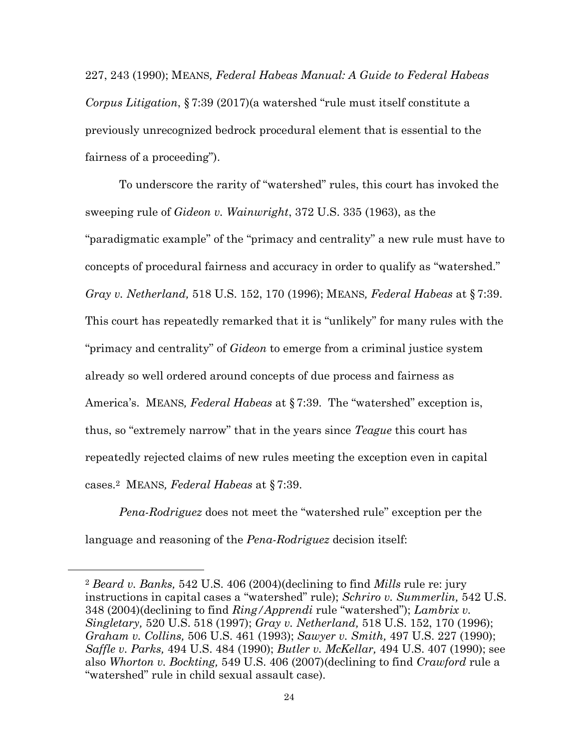227, 243 (1990); MEANS*, Federal Habeas Manual: A Guide to Federal Habeas Corpus Litigation*, § 7:39 (2017)(a watershed "rule must itself constitute a previously unrecognized bedrock procedural element that is essential to the fairness of a proceeding").

To underscore the rarity of "watershed" rules, this court has invoked the sweeping rule of *Gideon v. Wainwright*, 372 U.S. 335 (1963), as the "paradigmatic example" of the "primacy and centrality" a new rule must have to concepts of procedural fairness and accuracy in order to qualify as "watershed." *Gray v. Netherland,* 518 U.S. 152, 170 (1996); MEANS*, Federal Habeas* at § 7:39. This court has repeatedly remarked that it is "unlikely" for many rules with the "primacy and centrality" of *Gideon* to emerge from a criminal justice system already so well ordered around concepts of due process and fairness as America's. MEANS*, Federal Habeas* at § 7:39. The "watershed" exception is, thus, so "extremely narrow" that in the years since *Teague* this court has repeatedly rejected claims of new rules meeting the exception even in capital cases.[2] MEANS*, Federal Habeas* at § 7:39.

*Pena-Rodriguez* does not meet the "watershed rule" exception per the language and reasoning of the *Pena-Rodriguez* decision itself:

---

[2] *Beard v. Banks,* 542 U.S. 406 (2004)(declining to find *Mills* rule re: jury instructions in capital cases a "watershed" rule); *Schriro v. Summerlin,* 542 U.S. 348 (2004)(declining to find *Ring/Apprendi* rule "watershed"); *Lambrix v. Singletary,* 520 U.S. 518 (1997); *Gray v. Netherland,* 518 U.S. 152, 170 (1996); *Graham v. Collins,* 506 U.S. 461 (1993); *Sawyer v. Smith,* 497 U.S. 227 (1990); *Saffle v. Parks,* 494 U.S. 484 (1990); *Butler v. McKellar,* 494 U.S. 407 (1990); see also *Whorton v. Bockting,* 549 U.S. 406 (2007)(declining to find *Crawford* rule a "watershed" rule in child sexual assault case).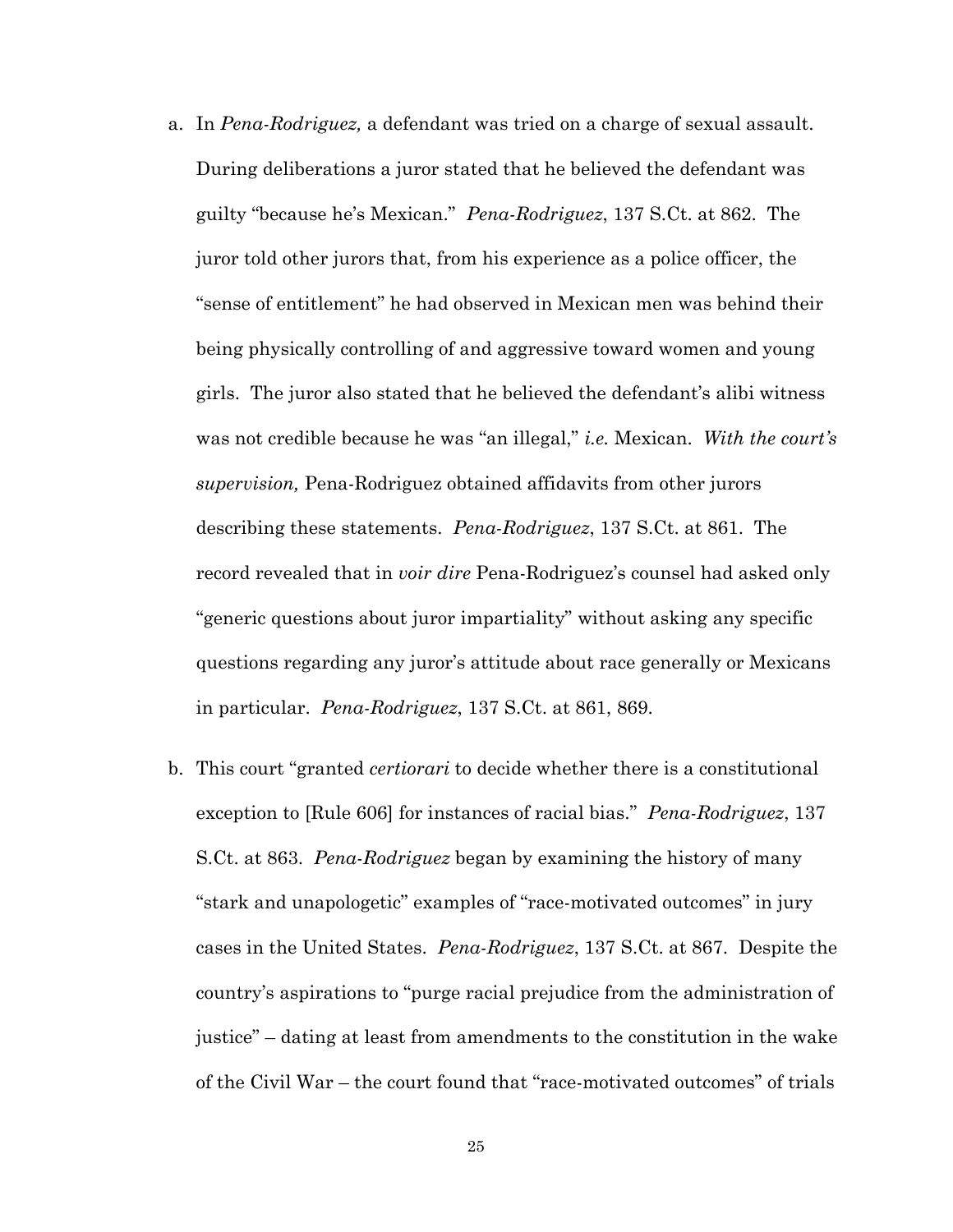a. In *Pena-Rodriguez,* a defendant was tried on a charge of sexual assault. During deliberations a juror stated that he believed the defendant was guilty "because he's Mexican." *Pena-Rodriguez*, 137 S.Ct. at 862. The juror told other jurors that, from his experience as a police officer, the "sense of entitlement" he had observed in Mexican men was behind their being physically controlling of and aggressive toward women and young girls. The juror also stated that he believed the defendant's alibi witness was not credible because he was "an illegal," *i.e.* Mexican. *With the court's supervision,* Pena-Rodriguez obtained affidavits from other jurors describing these statements. *Pena-Rodriguez*, 137 S.Ct. at 861. The record revealed that in *voir dire* Pena-Rodriguez's counsel had asked only "generic questions about juror impartiality" without asking any specific questions regarding any juror's attitude about race generally or Mexicans in particular. *Pena-Rodriguez*, 137 S.Ct. at 861, 869.

b. This court "granted *certiorari* to decide whether there is a constitutional exception to [Rule 606] for instances of racial bias." *Pena-Rodriguez*, 137 S.Ct. at 863. *Pena-Rodriguez* began by examining the history of many "stark and unapologetic" examples of "race-motivated outcomes" in jury cases in the United States. *Pena-Rodriguez*, 137 S.Ct. at 867. Despite the country's aspirations to "purge racial prejudice from the administration of justice" – dating at least from amendments to the constitution in the wake of the Civil War – the court found that "race-motivated outcomes" of trials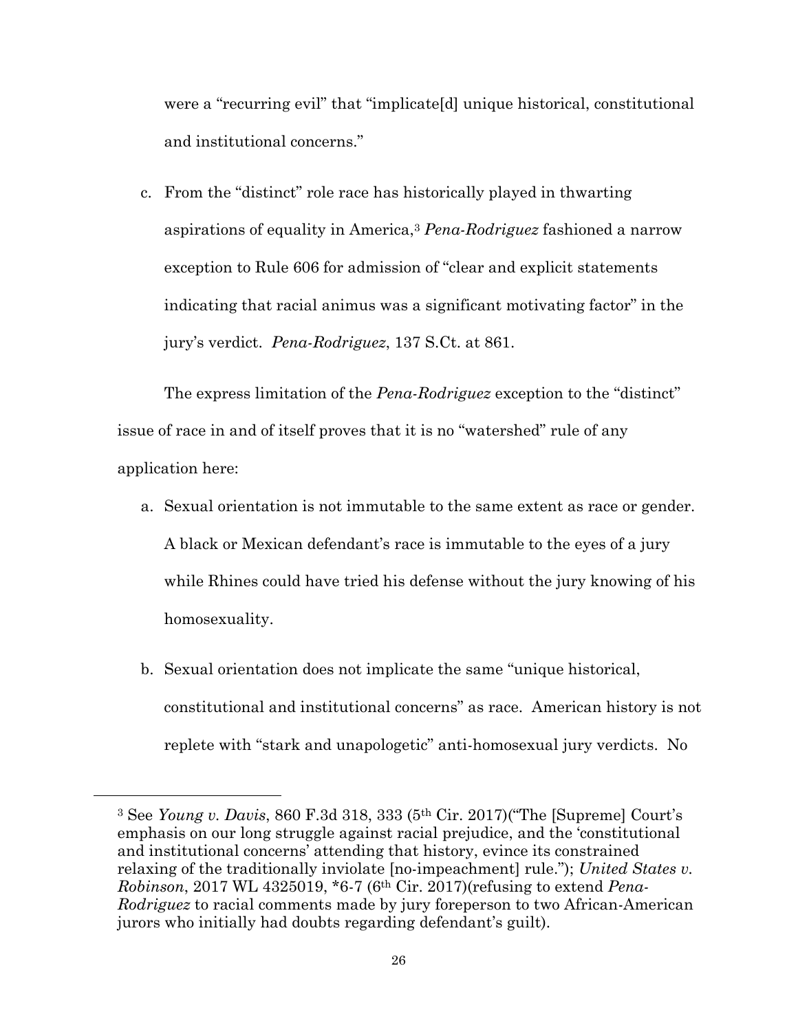were a "recurring evil" that "implicate[d] unique historical, constitutional and institutional concerns."

c. From the "distinct" role race has historically played in thwarting aspirations of equality in America,[3] *Pena-Rodriguez* fashioned a narrow exception to Rule 606 for admission of "clear and explicit statements indicating that racial animus was a significant motivating factor" in the jury's verdict. *Pena-Rodriguez*, 137 S.Ct. at 861.

The express limitation of the *Pena-Rodriguez* exception to the "distinct" issue of race in and of itself proves that it is no "watershed" rule of any application here:

a. Sexual orientation is not immutable to the same extent as race or gender. A black or Mexican defendant's race is immutable to the eyes of a jury while Rhines could have tried his defense without the jury knowing of his homosexuality.

b. Sexual orientation does not implicate the same "unique historical, constitutional and institutional concerns" as race. American history is not replete with "stark and unapologetic" anti-homosexual jury verdicts. No

---

[3] See *Young v. Davis*, 860 F.3d 318, 333 (5th Cir. 2017)("The [Supreme] Court's emphasis on our long struggle against racial prejudice, and the 'constitutional and institutional concerns' attending that history, evince its constrained relaxing of the traditionally inviolate [no-impeachment] rule."); *United States v. Robinson*, 2017 WL 4325019, *6-7 (6th Cir. 2017)(refusing to extend *Pena-Rodriguez* to racial comments made by jury foreperson to two African-American jurors who initially had doubts regarding defendant's guilt).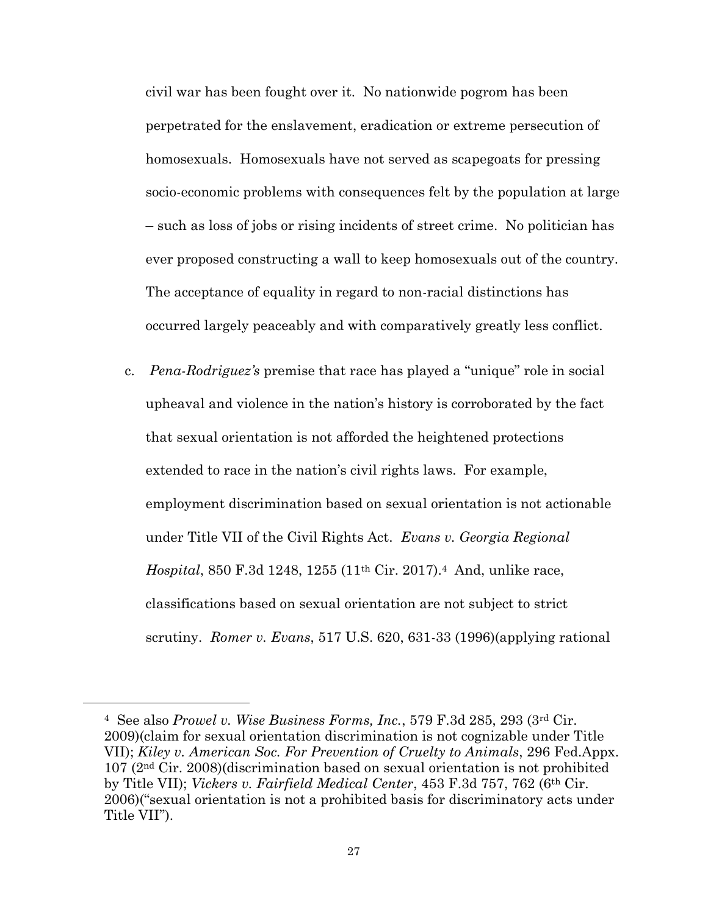civil war has been fought over it. No nationwide pogrom has been perpetrated for the enslavement, eradication or extreme persecution of homosexuals. Homosexuals have not served as scapegoats for pressing socio-economic problems with consequences felt by the population at large – such as loss of jobs or rising incidents of street crime. No politician has ever proposed constructing a wall to keep homosexuals out of the country. The acceptance of equality in regard to non-racial distinctions has occurred largely peaceably and with comparatively greatly less conflict.

c. *Pena-Rodriguez's* premise that race has played a "unique" role in social upheaval and violence in the nation's history is corroborated by the fact that sexual orientation is not afforded the heightened protections extended to race in the nation's civil rights laws. For example, employment discrimination based on sexual orientation is not actionable under Title VII of the Civil Rights Act. *Evans v. Georgia Regional Hospital*, 850 F.3d 1248, 1255 (11th Cir. 2017).[4] And, unlike race, classifications based on sexual orientation are not subject to strict scrutiny. *Romer v. Evans*, 517 U.S. 620, 631-33 (1996)(applying rational

---

[4] See also *Prowel v. Wise Business Forms, Inc.*, 579 F.3d 285, 293 (3rd Cir. 2009)(claim for sexual orientation discrimination is not cognizable under Title VII); *Kiley v. American Soc. For Prevention of Cruelty to Animals*, 296 Fed.Appx. 107 (2nd Cir. 2008)(discrimination based on sexual orientation is not prohibited by Title VII); *Vickers v. Fairfield Medical Center*, 453 F.3d 757, 762 (6th Cir. 2006)("sexual orientation is not a prohibited basis for discriminatory acts under Title VII").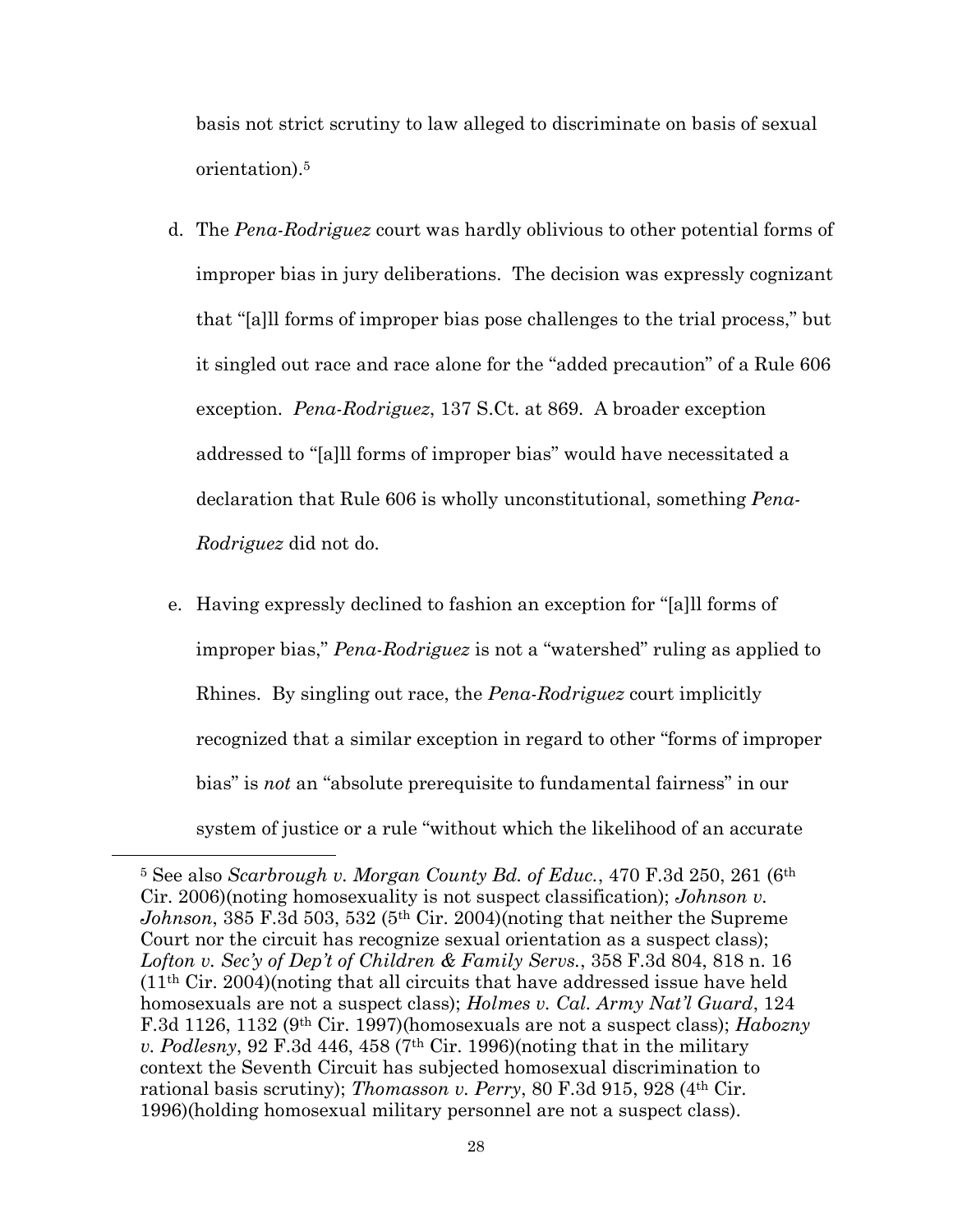basis not strict scrutiny to law alleged to discriminate on basis of sexual orientation).[5]

d. The *Pena-Rodriguez* court was hardly oblivious to other potential forms of improper bias in jury deliberations. The decision was expressly cognizant that "[a]ll forms of improper bias pose challenges to the trial process," but it singled out race and race alone for the "added precaution" of a Rule 606 exception. *Pena-Rodriguez*, 137 S.Ct. at 869. A broader exception addressed to "[a]ll forms of improper bias" would have necessitated a declaration that Rule 606 is wholly unconstitutional, something *Pena-Rodriguez* did not do.

e. Having expressly declined to fashion an exception for "[a]ll forms of improper bias," *Pena-Rodriguez* is not a "watershed" ruling as applied to Rhines. By singling out race, the *Pena-Rodriguez* court implicitly recognized that a similar exception in regard to other "forms of improper bias" is *not* an "absolute prerequisite to fundamental fairness" in our system of justice or a rule "without which the likelihood of an accurate

---

[5] See also *Scarbrough v. Morgan County Bd. of Educ.*, 470 F.3d 250, 261 (6th Cir. 2006)(noting homosexuality is not suspect classification); *Johnson v. Johnson*, 385 F.3d 503, 532 (5th Cir. 2004)(noting that neither the Supreme Court nor the circuit has recognize sexual orientation as a suspect class); *Lofton v. Sec'y of Dep't of Children & Family Servs.*, 358 F.3d 804, 818 n. 16 (11th Cir. 2004)(noting that all circuits that have addressed issue have held homosexuals are not a suspect class); *Holmes v. Cal. Army Nat'l Guard*, 124 F.3d 1126, 1132 (9th Cir. 1997)(homosexuals are not a suspect class); *Habozny v. Podlesny*, 92 F.3d 446, 458 (7th Cir. 1996)(noting that in the military context the Seventh Circuit has subjected homosexual discrimination to rational basis scrutiny); *Thomasson v. Perry*, 80 F.3d 915, 928 (4th Cir. 1996)(holding homosexual military personnel are not a suspect class).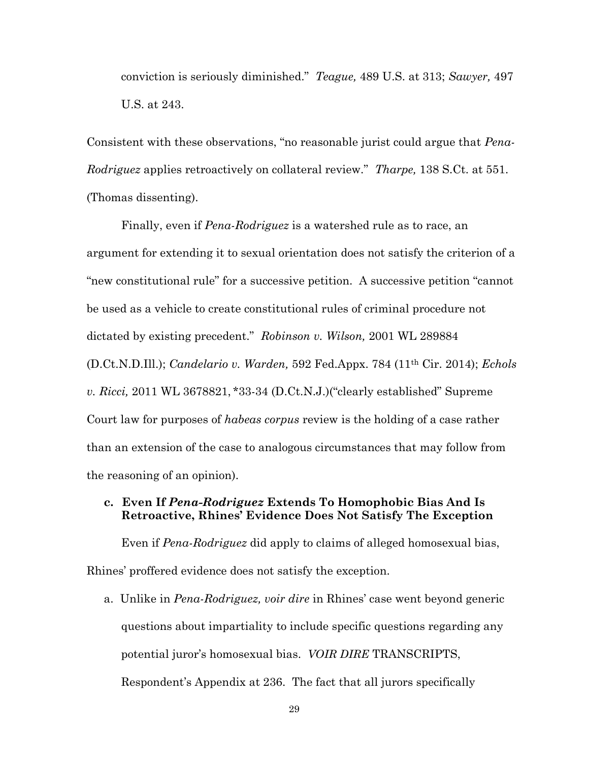conviction is seriously diminished." *Teague,* 489 U.S. at 313; *Sawyer,* 497 U.S. at 243.

Consistent with these observations, "no reasonable jurist could argue that *Pena-Rodriguez* applies retroactively on collateral review." *Tharpe,* 138 S.Ct. at 551. (Thomas dissenting).

Finally, even if *Pena-Rodriguez* is a watershed rule as to race, an argument for extending it to sexual orientation does not satisfy the criterion of a "new constitutional rule" for a successive petition. A successive petition "cannot be used as a vehicle to create constitutional rules of criminal procedure not dictated by existing precedent." *Robinson v. Wilson,* 2001 WL 289884 (D.Ct.N.D.Ill.); *Candelario v. Warden,* 592 Fed.Appx. 784 (11th Cir. 2014); *Echols v. Ricci,* 2011 WL 3678821, *33-34 (D.Ct.N.J.)("clearly established" Supreme Court law for purposes of *habeas corpus* review is the holding of a case rather than an extension of the case to analogous circumstances that may follow from the reasoning of an opinion).

**c. Even If *Pena-Rodriguez* Extends To Homophobic Bias And Is Retroactive, Rhines' Evidence Does Not Satisfy The Exception**

Even if *Pena-Rodriguez* did apply to claims of alleged homosexual bias, Rhines' proffered evidence does not satisfy the exception.

a. Unlike in *Pena-Rodriguez, voir dire* in Rhines' case went beyond generic questions about impartiality to include specific questions regarding any potential juror's homosexual bias. *VOIR DIRE* TRANSCRIPTS, Respondent's Appendix at 236. The fact that all jurors specifically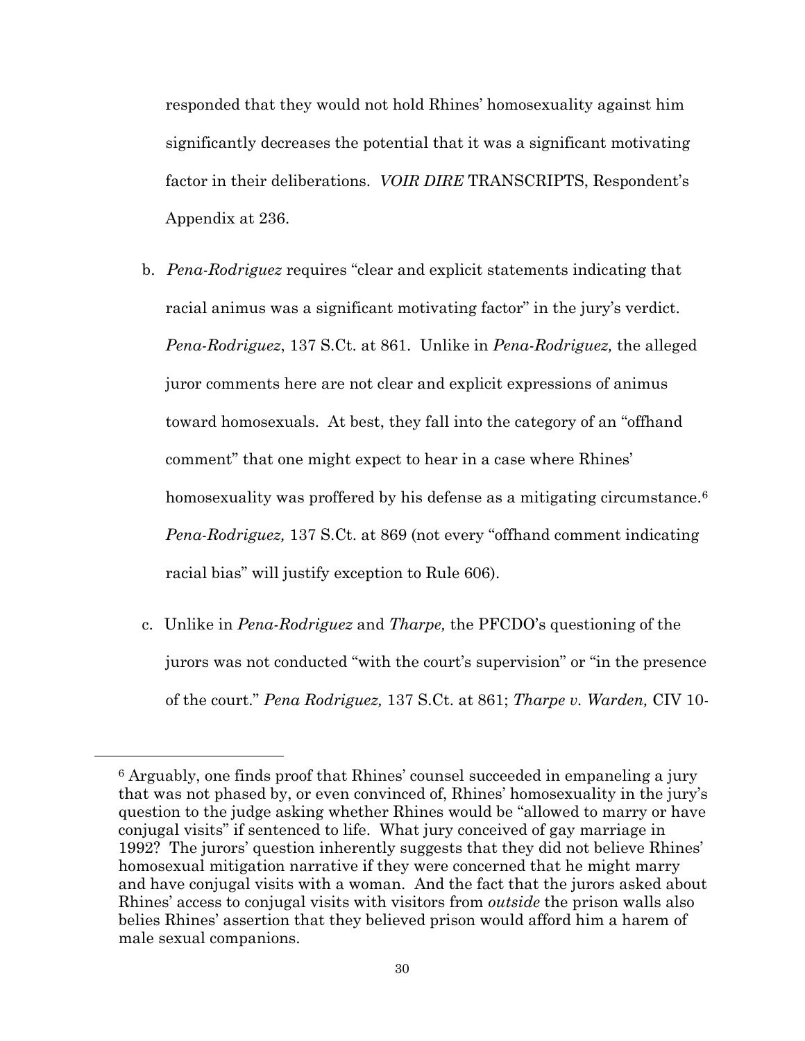responded that they would not hold Rhines' homosexuality against him significantly decreases the potential that it was a significant motivating factor in their deliberations. *VOIR DIRE* TRANSCRIPTS, Respondent's Appendix at 236.

b. *Pena-Rodriguez* requires "clear and explicit statements indicating that racial animus was a significant motivating factor" in the jury's verdict. *Pena-Rodriguez*, 137 S.Ct. at 861. Unlike in *Pena-Rodriguez,* the alleged juror comments here are not clear and explicit expressions of animus toward homosexuals. At best, they fall into the category of an "offhand comment" that one might expect to hear in a case where Rhines' homosexuality was proffered by his defense as a mitigating circumstance.[6] *Pena-Rodriguez,* 137 S.Ct. at 869 (not every "offhand comment indicating racial bias" will justify exception to Rule 606).

c. Unlike in *Pena-Rodriguez* and *Tharpe,* the PFCDO's questioning of the jurors was not conducted "with the court's supervision" or "in the presence of the court." *Pena Rodriguez,* 137 S.Ct. at 861; *Tharpe v. Warden,* CIV 10-

---

[6] Arguably, one finds proof that Rhines' counsel succeeded in empaneling a jury that was not phased by, or even convinced of, Rhines' homosexuality in the jury's question to the judge asking whether Rhines would be "allowed to marry or have conjugal visits" if sentenced to life. What jury conceived of gay marriage in 1992? The jurors' question inherently suggests that they did not believe Rhines' homosexual mitigation narrative if they were concerned that he might marry and have conjugal visits with a woman. And the fact that the jurors asked about Rhines' access to conjugal visits with visitors from *outside* the prison walls also belies Rhines' assertion that they believed prison would afford him a harem of male sexual companions.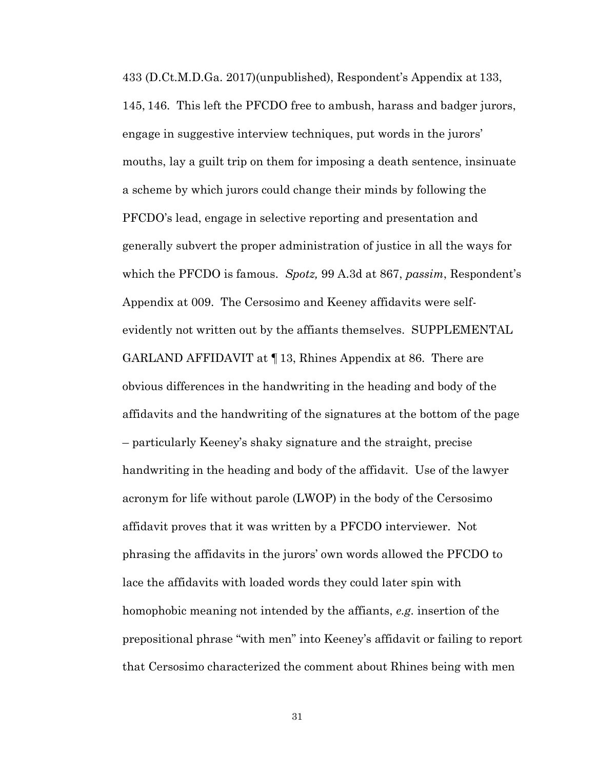433 (D.Ct.M.D.Ga. 2017)(unpublished), Respondent's Appendix at 133, 145, 146. This left the PFCDO free to ambush, harass and badger jurors, engage in suggestive interview techniques, put words in the jurors' mouths, lay a guilt trip on them for imposing a death sentence, insinuate a scheme by which jurors could change their minds by following the PFCDO's lead, engage in selective reporting and presentation and generally subvert the proper administration of justice in all the ways for which the PFCDO is famous. *Spotz,* 99 A.3d at 867, *passim*, Respondent's Appendix at 009. The Cersosimo and Keeney affidavits were self-evidently not written out by the affiants themselves. SUPPLEMENTAL GARLAND AFFIDAVIT at ¶ 13, Rhines Appendix at 86. There are obvious differences in the handwriting in the heading and body of the affidavits and the handwriting of the signatures at the bottom of the page – particularly Keeney's shaky signature and the straight, precise handwriting in the heading and body of the affidavit. Use of the lawyer acronym for life without parole (LWOP) in the body of the Cersosimo affidavit proves that it was written by a PFCDO interviewer. Not phrasing the affidavits in the jurors' own words allowed the PFCDO to lace the affidavits with loaded words they could later spin with homophobic meaning not intended by the affiants, *e.g.* insertion of the prepositional phrase "with men" into Keeney's affidavit or failing to report that Cersosimo characterized the comment about Rhines being with men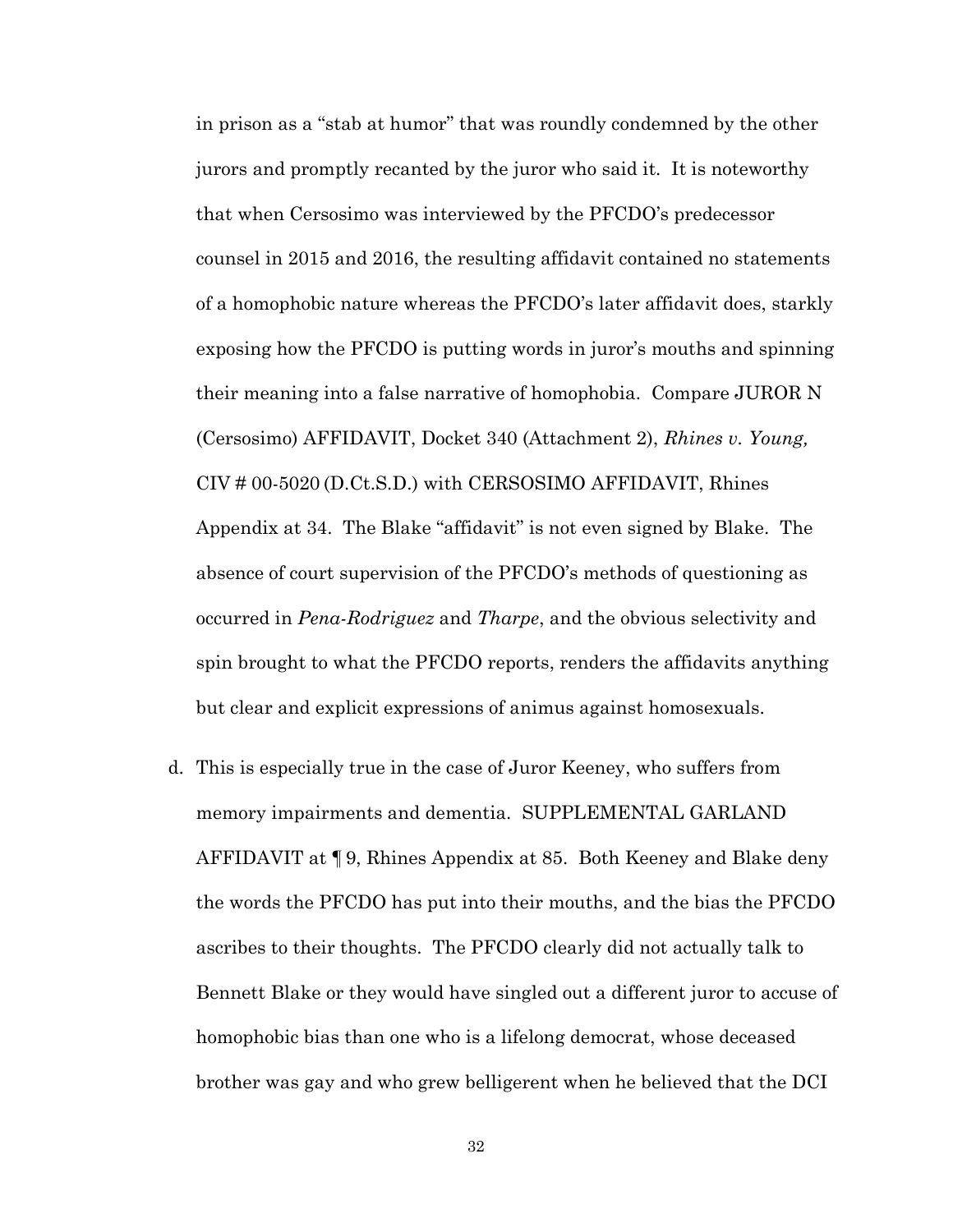in prison as a "stab at humor" that was roundly condemned by the other jurors and promptly recanted by the juror who said it. It is noteworthy that when Cersosimo was interviewed by the PFCDO's predecessor counsel in 2015 and 2016, the resulting affidavit contained no statements of a homophobic nature whereas the PFCDO's later affidavit does, starkly exposing how the PFCDO is putting words in juror's mouths and spinning their meaning into a false narrative of homophobia. Compare JUROR N (Cersosimo) AFFIDAVIT, Docket 340 (Attachment 2), *Rhines v. Young,* CIV # 00-5020 (D.Ct.S.D.) with CERSOSIMO AFFIDAVIT, Rhines Appendix at 34. The Blake "affidavit" is not even signed by Blake. The absence of court supervision of the PFCDO's methods of questioning as occurred in *Pena-Rodriguez* and *Tharpe*, and the obvious selectivity and spin brought to what the PFCDO reports, renders the affidavits anything but clear and explicit expressions of animus against homosexuals.

d. This is especially true in the case of Juror Keeney, who suffers from memory impairments and dementia. SUPPLEMENTAL GARLAND AFFIDAVIT at ¶ 9, Rhines Appendix at 85. Both Keeney and Blake deny the words the PFCDO has put into their mouths, and the bias the PFCDO ascribes to their thoughts. The PFCDO clearly did not actually talk to Bennett Blake or they would have singled out a different juror to accuse of homophobic bias than one who is a lifelong democrat, whose deceased brother was gay and who grew belligerent when he believed that the DCI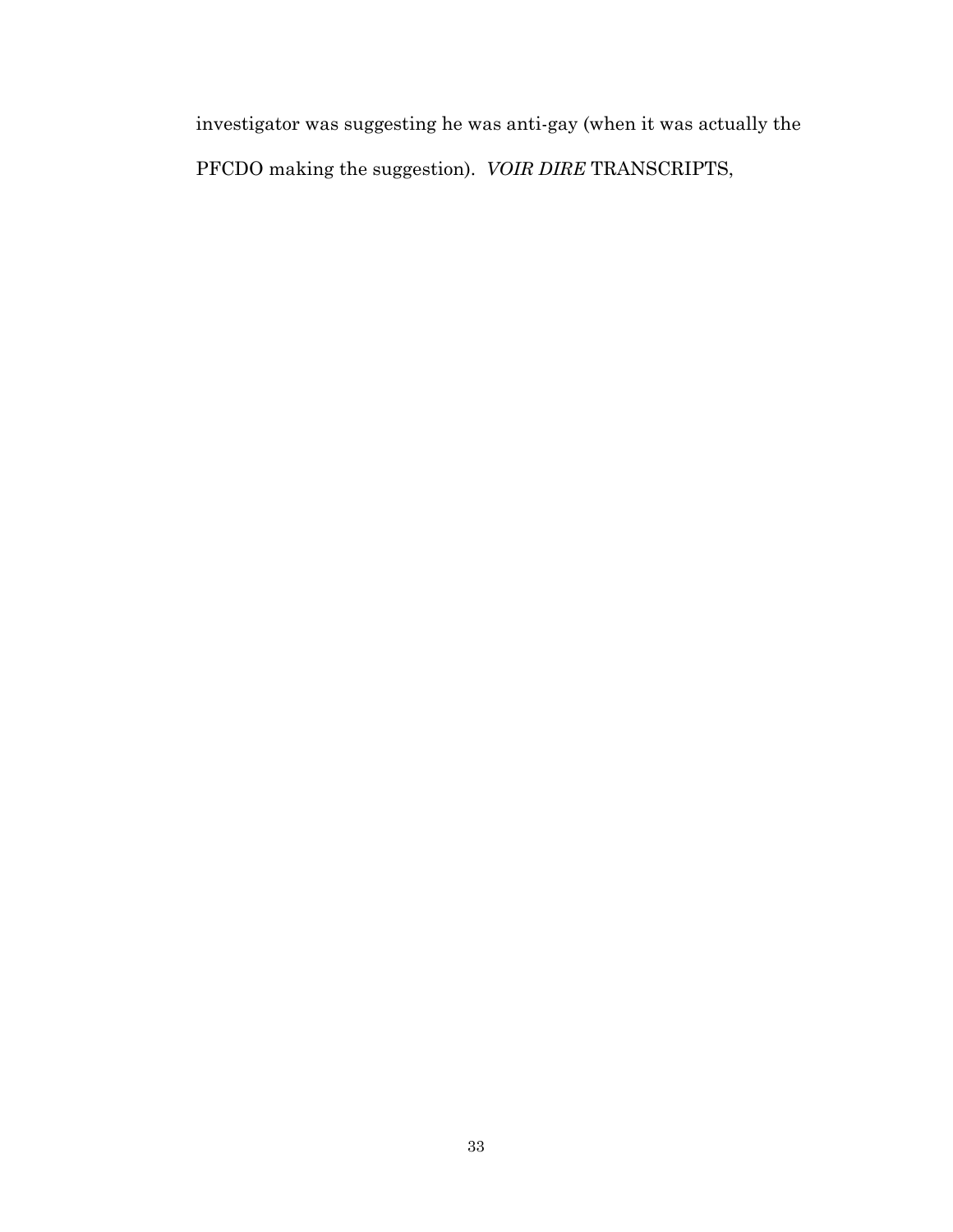investigator was suggesting he was anti-gay (when it was actually the PFCDO making the suggestion). *VOIR DIRE* TRANSCRIPTS,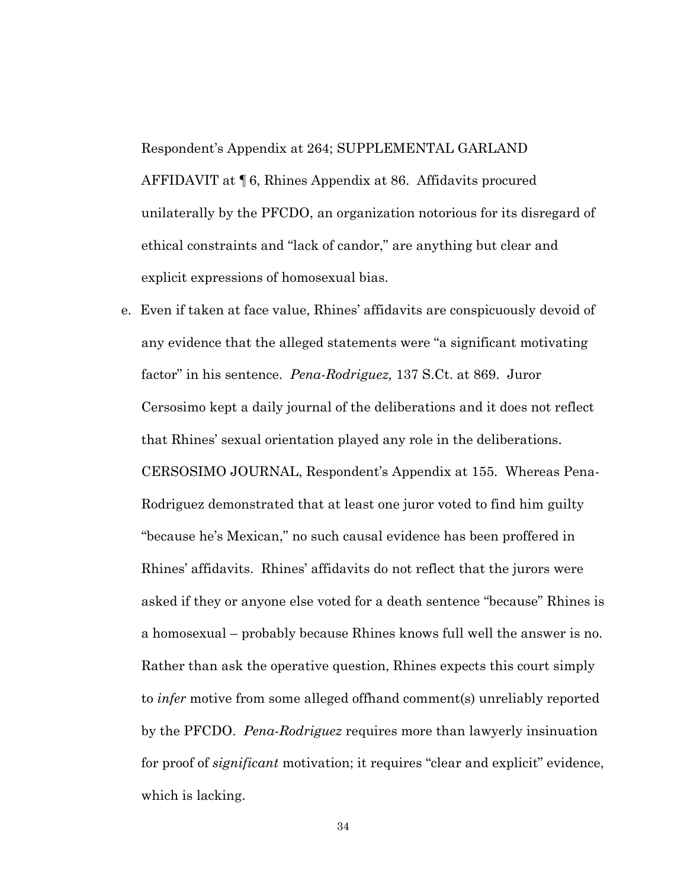Respondent's Appendix at 264; SUPPLEMENTAL GARLAND AFFIDAVIT at ¶ 6, Rhines Appendix at 86. Affidavits procured unilaterally by the PFCDO, an organization notorious for its disregard of ethical constraints and "lack of candor," are anything but clear and explicit expressions of homosexual bias.

e. Even if taken at face value, Rhines' affidavits are conspicuously devoid of any evidence that the alleged statements were "a significant motivating factor" in his sentence. *Pena-Rodriguez,* 137 S.Ct. at 869. Juror Cersosimo kept a daily journal of the deliberations and it does not reflect that Rhines' sexual orientation played any role in the deliberations. CERSOSIMO JOURNAL, Respondent's Appendix at 155. Whereas Pena-Rodriguez demonstrated that at least one juror voted to find him guilty "because he's Mexican," no such causal evidence has been proffered in Rhines' affidavits. Rhines' affidavits do not reflect that the jurors were asked if they or anyone else voted for a death sentence "because" Rhines is a homosexual – probably because Rhines knows full well the answer is no. Rather than ask the operative question, Rhines expects this court simply to *infer* motive from some alleged offhand comment(s) unreliably reported by the PFCDO. *Pena-Rodriguez* requires more than lawyerly insinuation for proof of *significant* motivation; it requires "clear and explicit" evidence, which is lacking.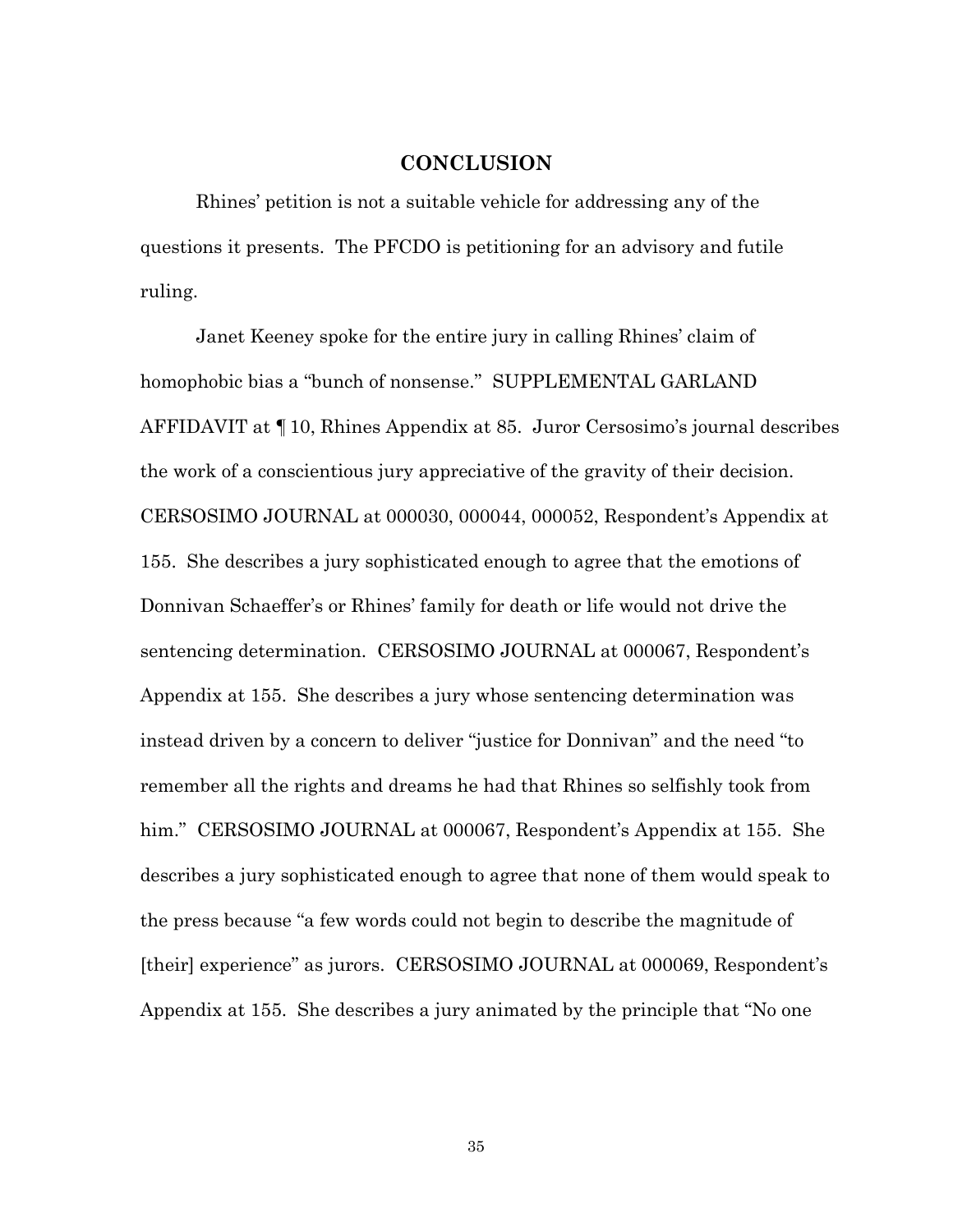## CONCLUSION

Rhines' petition is not a suitable vehicle for addressing any of the questions it presents. The PFCDO is petitioning for an advisory and futile ruling.

Janet Keeney spoke for the entire jury in calling Rhines' claim of homophobic bias a "bunch of nonsense." SUPPLEMENTAL GARLAND AFFIDAVIT at ¶ 10, Rhines Appendix at 85. Juror Cersosimo's journal describes the work of a conscientious jury appreciative of the gravity of their decision. CERSOSIMO JOURNAL at 000030, 000044, 000052, Respondent's Appendix at 155. She describes a jury sophisticated enough to agree that the emotions of Donnivan Schaeffer's or Rhines' family for death or life would not drive the sentencing determination. CERSOSIMO JOURNAL at 000067, Respondent's Appendix at 155. She describes a jury whose sentencing determination was instead driven by a concern to deliver "justice for Donnivan" and the need "to remember all the rights and dreams he had that Rhines so selfishly took from him." CERSOSIMO JOURNAL at 000067, Respondent's Appendix at 155. She describes a jury sophisticated enough to agree that none of them would speak to the press because "a few words could not begin to describe the magnitude of [their] experience" as jurors. CERSOSIMO JOURNAL at 000069, Respondent's Appendix at 155. She describes a jury animated by the principle that "No one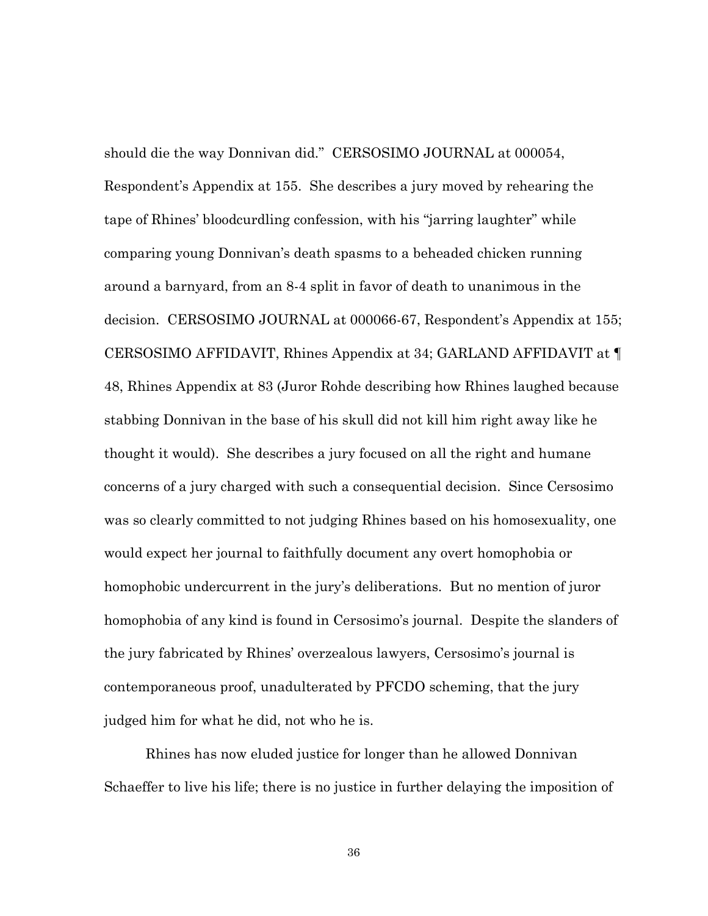should die the way Donnivan did." CERSOSIMO JOURNAL at 000054, Respondent's Appendix at 155. She describes a jury moved by rehearing the tape of Rhines' bloodcurdling confession, with his "jarring laughter" while comparing young Donnivan's death spasms to a beheaded chicken running around a barnyard, from an 8-4 split in favor of death to unanimous in the decision. CERSOSIMO JOURNAL at 000066-67, Respondent's Appendix at 155; CERSOSIMO AFFIDAVIT, Rhines Appendix at 34; GARLAND AFFIDAVIT at ¶ 48, Rhines Appendix at 83 (Juror Rohde describing how Rhines laughed because stabbing Donnivan in the base of his skull did not kill him right away like he thought it would). She describes a jury focused on all the right and humane concerns of a jury charged with such a consequential decision. Since Cersosimo was so clearly committed to not judging Rhines based on his homosexuality, one would expect her journal to faithfully document any overt homophobia or homophobic undercurrent in the jury's deliberations. But no mention of juror homophobia of any kind is found in Cersosimo's journal. Despite the slanders of the jury fabricated by Rhines' overzealous lawyers, Cersosimo's journal is contemporaneous proof, unadulterated by PFCDO scheming, that the jury judged him for what he did, not who he is.

Rhines has now eluded justice for longer than he allowed Donnivan Schaeffer to live his life; there is no justice in further delaying the imposition of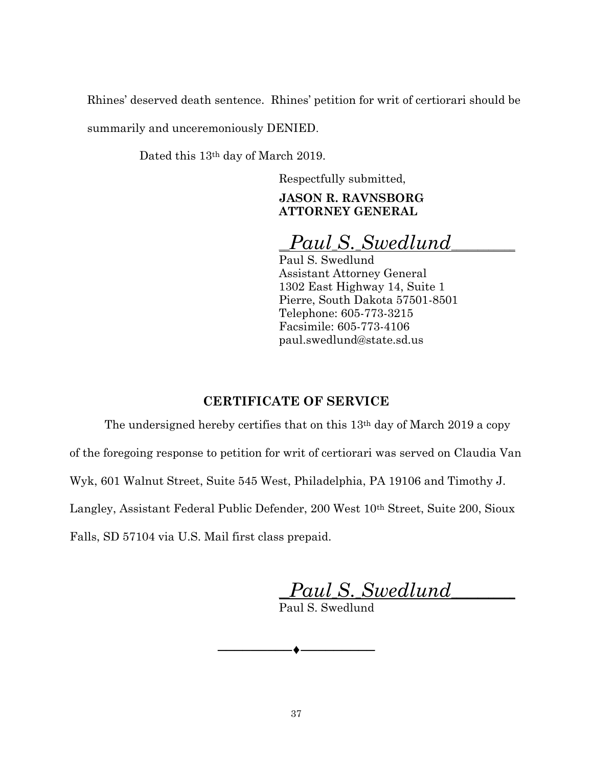Rhines' deserved death sentence. Rhines' petition for writ of certiorari should be summarily and unceremoniously DENIED.

Dated this 13th day of March 2019.

Respectfully submitted,

**JASON R. RAVNSBORG**
**ATTORNEY GENERAL**

*_Paul_S._Swedlund________*
Paul S. Swedlund
Assistant Attorney General
1302 East Highway 14, Suite 1
Pierre, South Dakota 57501-8501
Telephone: 605-773-3215
Facsimile: 605-773-4106
paul.swedlund@state.sd.us

## CERTIFICATE OF SERVICE

The undersigned hereby certifies that on this 13th day of March 2019 a copy of the foregoing response to petition for writ of certiorari was served on Claudia Van Wyk, 601 Walnut Street, Suite 545 West, Philadelphia, PA 19106 and Timothy J. Langley, Assistant Federal Public Defender, 200 West 10th Street, Suite 200, Sioux Falls, SD 57104 via U.S. Mail first class prepaid.

*_Paul_S._Swedlund________*
Paul S. Swedlund

———————♦———————